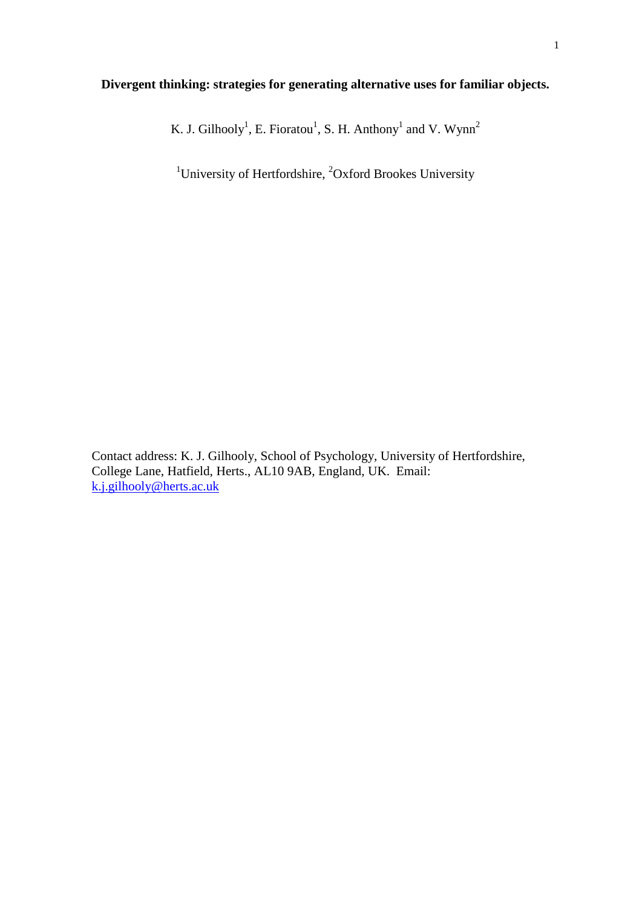**Divergent thinking: strategies for generating alternative uses for familiar objects.**

K. J. Gilhooly[1], E. Fioratou[1], S. H. Anthony[1] and V. Wynn[2]

[1]University of Hertfordshire, [2]Oxford Brookes University

Contact address: K. J. Gilhooly, School of Psychology, University of Hertfordshire, College Lane, Hatfield, Herts., AL10 9AB, England, UK. Email: k.j.gilhooly@herts.ac.uk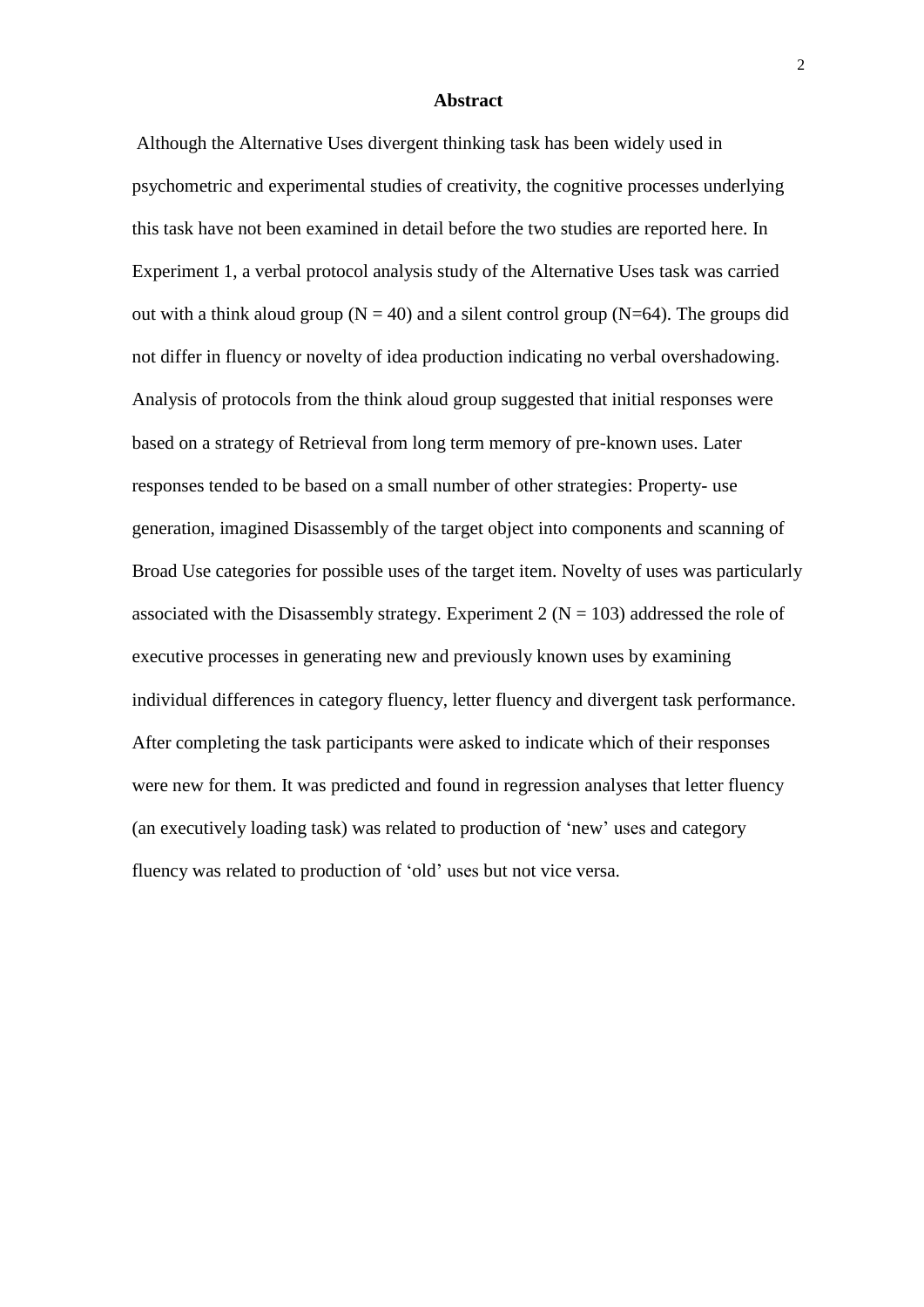## Abstract

Although the Alternative Uses divergent thinking task has been widely used in psychometric and experimental studies of creativity, the cognitive processes underlying this task have not been examined in detail before the two studies are reported here. In Experiment 1, a verbal protocol analysis study of the Alternative Uses task was carried out with a think aloud group ($N = 40$) and a silent control group ($N=64$). The groups did not differ in fluency or novelty of idea production indicating no verbal overshadowing. Analysis of protocols from the think aloud group suggested that initial responses were based on a strategy of Retrieval from long term memory of pre-known uses. Later responses tended to be based on a small number of other strategies: Property- use generation, imagined Disassembly of the target object into components and scanning of Broad Use categories for possible uses of the target item. Novelty of uses was particularly associated with the Disassembly strategy. Experiment 2 ($N = 103$) addressed the role of executive processes in generating new and previously known uses by examining individual differences in category fluency, letter fluency and divergent task performance. After completing the task participants were asked to indicate which of their responses were new for them. It was predicted and found in regression analyses that letter fluency (an executively loading task) was related to production of 'new' uses and category fluency was related to production of 'old' uses but not vice versa.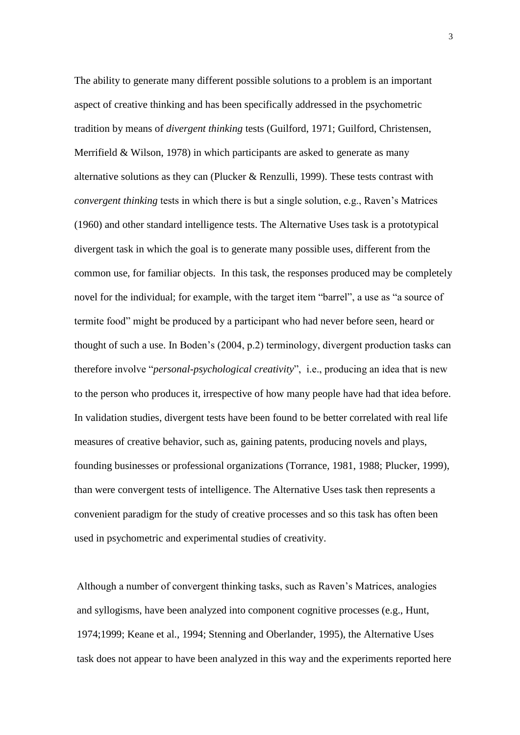The ability to generate many different possible solutions to a problem is an important aspect of creative thinking and has been specifically addressed in the psychometric tradition by means of *divergent thinking* tests (Guilford, 1971; Guilford, Christensen, Merrifield & Wilson, 1978) in which participants are asked to generate as many alternative solutions as they can (Plucker & Renzulli, 1999). These tests contrast with *convergent thinking* tests in which there is but a single solution, e.g., Raven's Matrices (1960) and other standard intelligence tests. The Alternative Uses task is a prototypical divergent task in which the goal is to generate many possible uses, different from the common use, for familiar objects. In this task, the responses produced may be completely novel for the individual; for example, with the target item "barrel", a use as "a source of termite food" might be produced by a participant who had never before seen, heard or thought of such a use. In Boden's (2004, p.2) terminology, divergent production tasks can therefore involve "*personal-psychological creativity*", i.e., producing an idea that is new to the person who produces it, irrespective of how many people have had that idea before. In validation studies, divergent tests have been found to be better correlated with real life measures of creative behavior, such as, gaining patents, producing novels and plays, founding businesses or professional organizations (Torrance, 1981, 1988; Plucker, 1999), than were convergent tests of intelligence. The Alternative Uses task then represents a convenient paradigm for the study of creative processes and so this task has often been used in psychometric and experimental studies of creativity.

Although a number of convergent thinking tasks, such as Raven's Matrices, analogies and syllogisms, have been analyzed into component cognitive processes (e.g., Hunt, 1974;1999; Keane et al., 1994; Stenning and Oberlander, 1995), the Alternative Uses task does not appear to have been analyzed in this way and the experiments reported here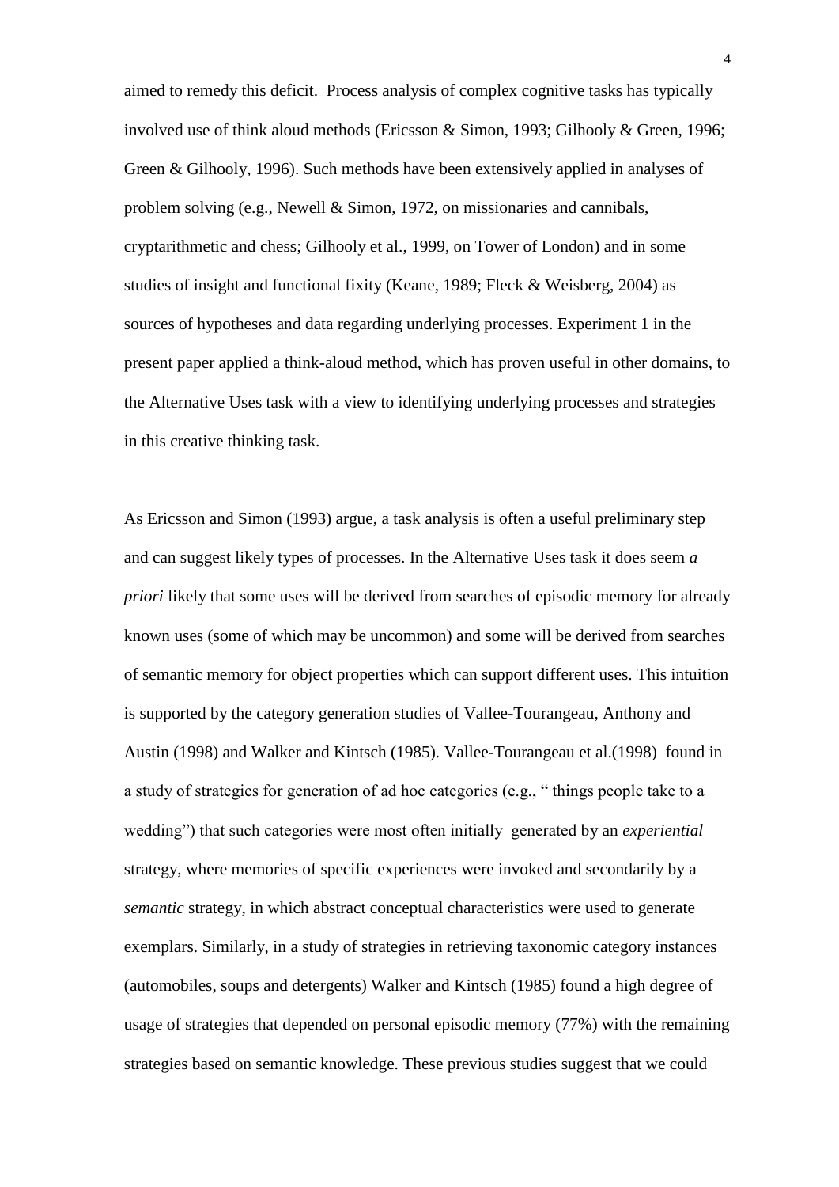aimed to remedy this deficit. Process analysis of complex cognitive tasks has typically involved use of think aloud methods (Ericsson & Simon, 1993; Gilhooly & Green, 1996; Green & Gilhooly, 1996). Such methods have been extensively applied in analyses of problem solving (e.g., Newell & Simon, 1972, on missionaries and cannibals, cryptarithmetic and chess; Gilhooly et al., 1999, on Tower of London) and in some studies of insight and functional fixity (Keane, 1989; Fleck & Weisberg, 2004) as sources of hypotheses and data regarding underlying processes. Experiment 1 in the present paper applied a think-aloud method, which has proven useful in other domains, to the Alternative Uses task with a view to identifying underlying processes and strategies in this creative thinking task.

As Ericsson and Simon (1993) argue, a task analysis is often a useful preliminary step and can suggest likely types of processes. In the Alternative Uses task it does seem *a priori* likely that some uses will be derived from searches of episodic memory for already known uses (some of which may be uncommon) and some will be derived from searches of semantic memory for object properties which can support different uses. This intuition is supported by the category generation studies of Vallee-Tourangeau, Anthony and Austin (1998) and Walker and Kintsch (1985). Vallee-Tourangeau et al.(1998) found in a study of strategies for generation of ad hoc categories (e.g., " things people take to a wedding") that such categories were most often initially generated by an *experiential* strategy, where memories of specific experiences were invoked and secondarily by a *semantic* strategy, in which abstract conceptual characteristics were used to generate exemplars. Similarly, in a study of strategies in retrieving taxonomic category instances (automobiles, soups and detergents) Walker and Kintsch (1985) found a high degree of usage of strategies that depended on personal episodic memory (77%) with the remaining strategies based on semantic knowledge. These previous studies suggest that we could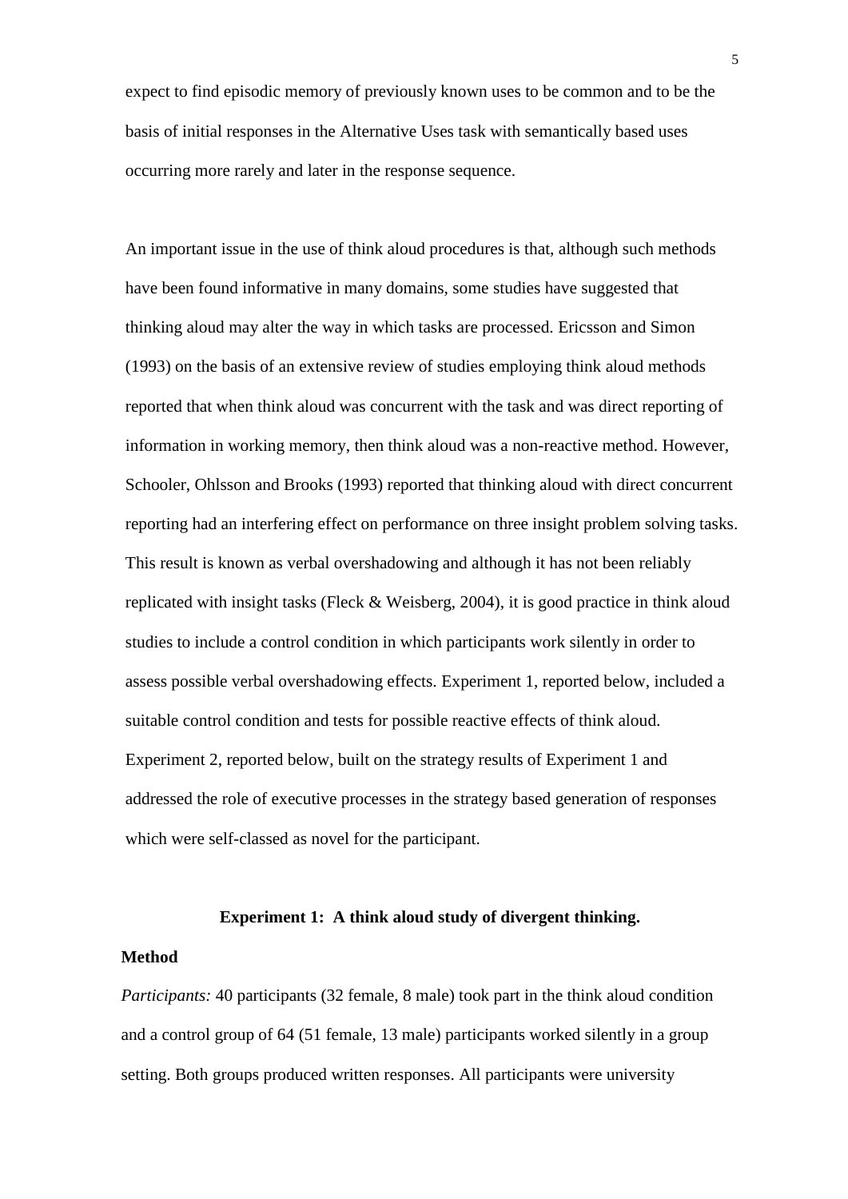expect to find episodic memory of previously known uses to be common and to be the basis of initial responses in the Alternative Uses task with semantically based uses occurring more rarely and later in the response sequence.

An important issue in the use of think aloud procedures is that, although such methods have been found informative in many domains, some studies have suggested that thinking aloud may alter the way in which tasks are processed. Ericsson and Simon (1993) on the basis of an extensive review of studies employing think aloud methods reported that when think aloud was concurrent with the task and was direct reporting of information in working memory, then think aloud was a non-reactive method. However, Schooler, Ohlsson and Brooks (1993) reported that thinking aloud with direct concurrent reporting had an interfering effect on performance on three insight problem solving tasks. This result is known as verbal overshadowing and although it has not been reliably replicated with insight tasks (Fleck & Weisberg, 2004), it is good practice in think aloud studies to include a control condition in which participants work silently in order to assess possible verbal overshadowing effects. Experiment 1, reported below, included a suitable control condition and tests for possible reactive effects of think aloud. Experiment 2, reported below, built on the strategy results of Experiment 1 and addressed the role of executive processes in the strategy based generation of responses which were self-classed as novel for the participant.

## Experiment 1: A think aloud study of divergent thinking.

### Method

*Participants:* 40 participants (32 female, 8 male) took part in the think aloud condition and a control group of 64 (51 female, 13 male) participants worked silently in a group setting. Both groups produced written responses. All participants were university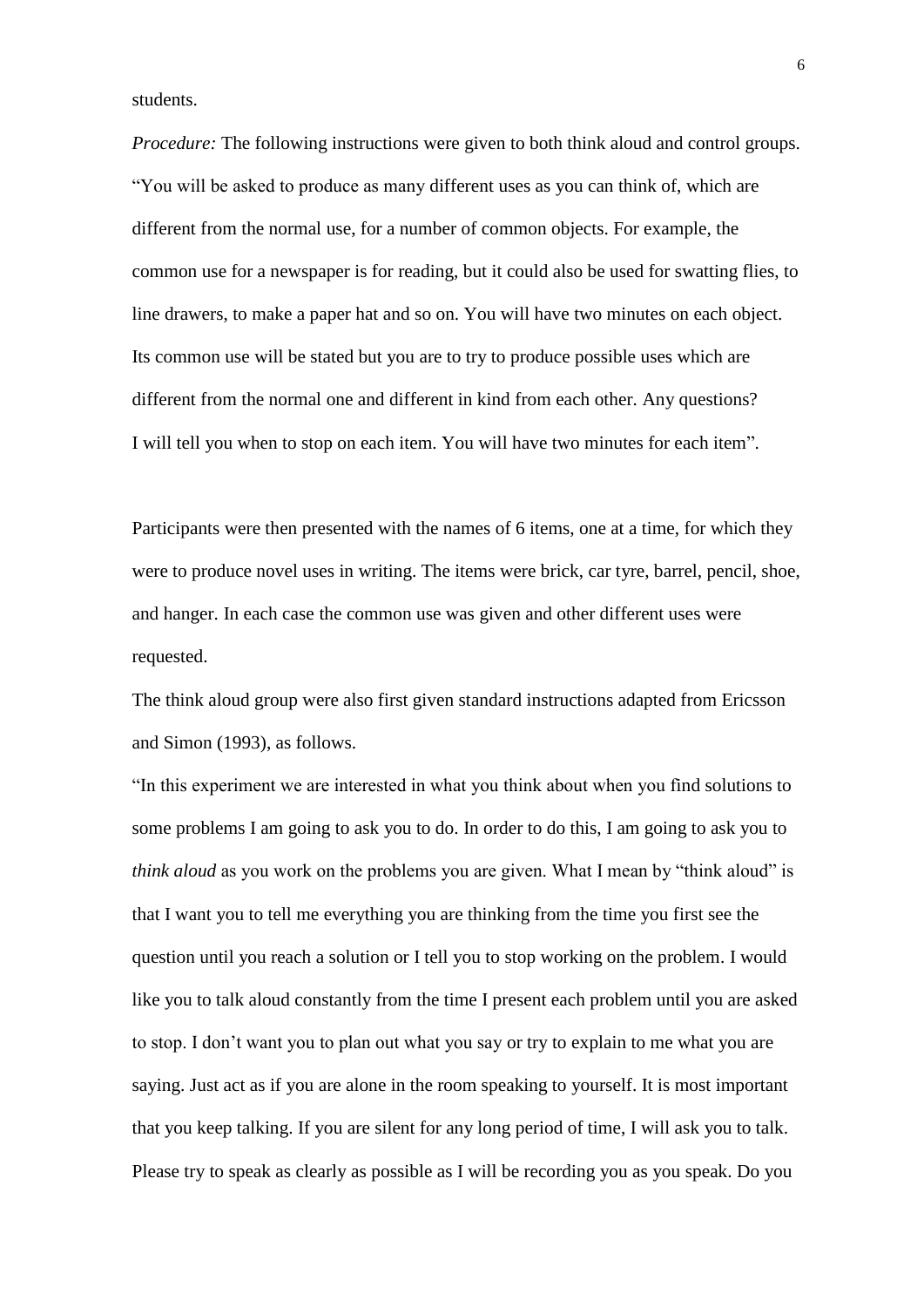students.

*Procedure:* The following instructions were given to both think aloud and control groups. "You will be asked to produce as many different uses as you can think of, which are different from the normal use, for a number of common objects. For example, the common use for a newspaper is for reading, but it could also be used for swatting flies, to line drawers, to make a paper hat and so on. You will have two minutes on each object. Its common use will be stated but you are to try to produce possible uses which are different from the normal one and different in kind from each other. Any questions? I will tell you when to stop on each item. You will have two minutes for each item".

Participants were then presented with the names of 6 items, one at a time, for which they were to produce novel uses in writing. The items were brick, car tyre, barrel, pencil, shoe, and hanger. In each case the common use was given and other different uses were requested.

The think aloud group were also first given standard instructions adapted from Ericsson and Simon (1993), as follows.

"In this experiment we are interested in what you think about when you find solutions to some problems I am going to ask you to do. In order to do this, I am going to ask you to *think aloud* as you work on the problems you are given. What I mean by "think aloud" is that I want you to tell me everything you are thinking from the time you first see the question until you reach a solution or I tell you to stop working on the problem. I would like you to talk aloud constantly from the time I present each problem until you are asked to stop. I don't want you to plan out what you say or try to explain to me what you are saying. Just act as if you are alone in the room speaking to yourself. It is most important that you keep talking. If you are silent for any long period of time, I will ask you to talk. Please try to speak as clearly as possible as I will be recording you as you speak. Do you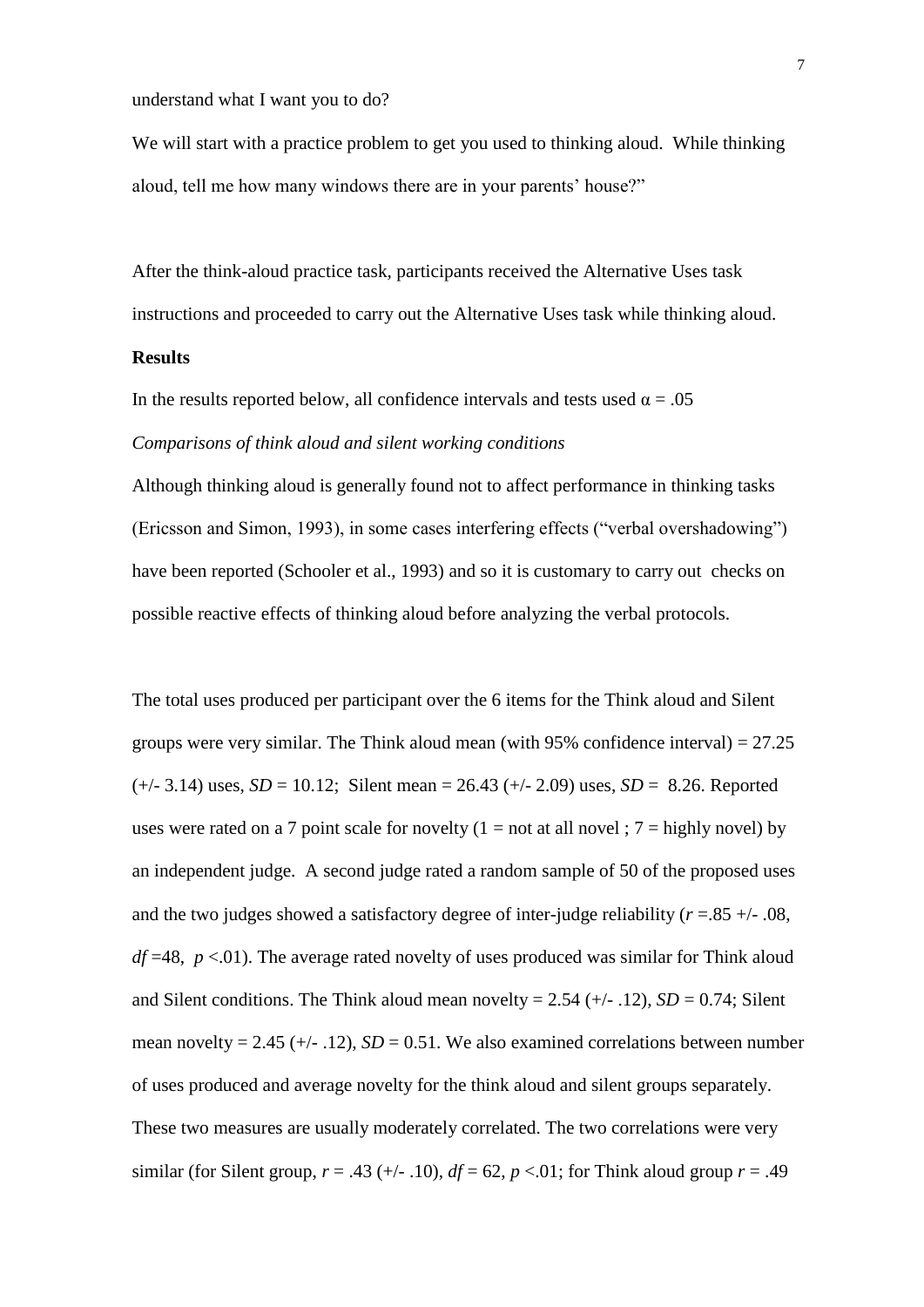understand what I want you to do?

We will start with a practice problem to get you used to thinking aloud. While thinking aloud, tell me how many windows there are in your parents' house?"

After the think-aloud practice task, participants received the Alternative Uses task instructions and proceeded to carry out the Alternative Uses task while thinking aloud.

**Results**

In the results reported below, all confidence intervals and tests used $\alpha = .05$

*Comparisons of think aloud and silent working conditions*

Although thinking aloud is generally found not to affect performance in thinking tasks (Ericsson and Simon, 1993), in some cases interfering effects ("verbal overshadowing") have been reported (Schooler et al., 1993) and so it is customary to carry out checks on possible reactive effects of thinking aloud before analyzing the verbal protocols.

The total uses produced per participant over the 6 items for the Think aloud and Silent groups were very similar. The Think aloud mean (with 95% confidence interval) = 27.25 (+/- 3.14) uses, $SD = 10.12$; Silent mean = 26.43 (+/- 2.09) uses, $SD = 8.26$. Reported uses were rated on a 7 point scale for novelty (1 = not at all novel ; 7 = highly novel) by an independent judge. A second judge rated a random sample of 50 of the proposed uses and the two judges showed a satisfactory degree of inter-judge reliability ($r = .85$ +/- .08, $df = 48$, $p < .01$). The average rated novelty of uses produced was similar for Think aloud and Silent conditions. The Think aloud mean novelty = 2.54 (+/- .12), $SD = 0.74$; Silent mean novelty = 2.45 (+/- .12), $SD = 0.51$. We also examined correlations between number of uses produced and average novelty for the think aloud and silent groups separately. These two measures are usually moderately correlated. The two correlations were very similar (for Silent group, $r = .43$ (+/- .10), $df = 62$, $p < .01$; for Think aloud group $r = .49$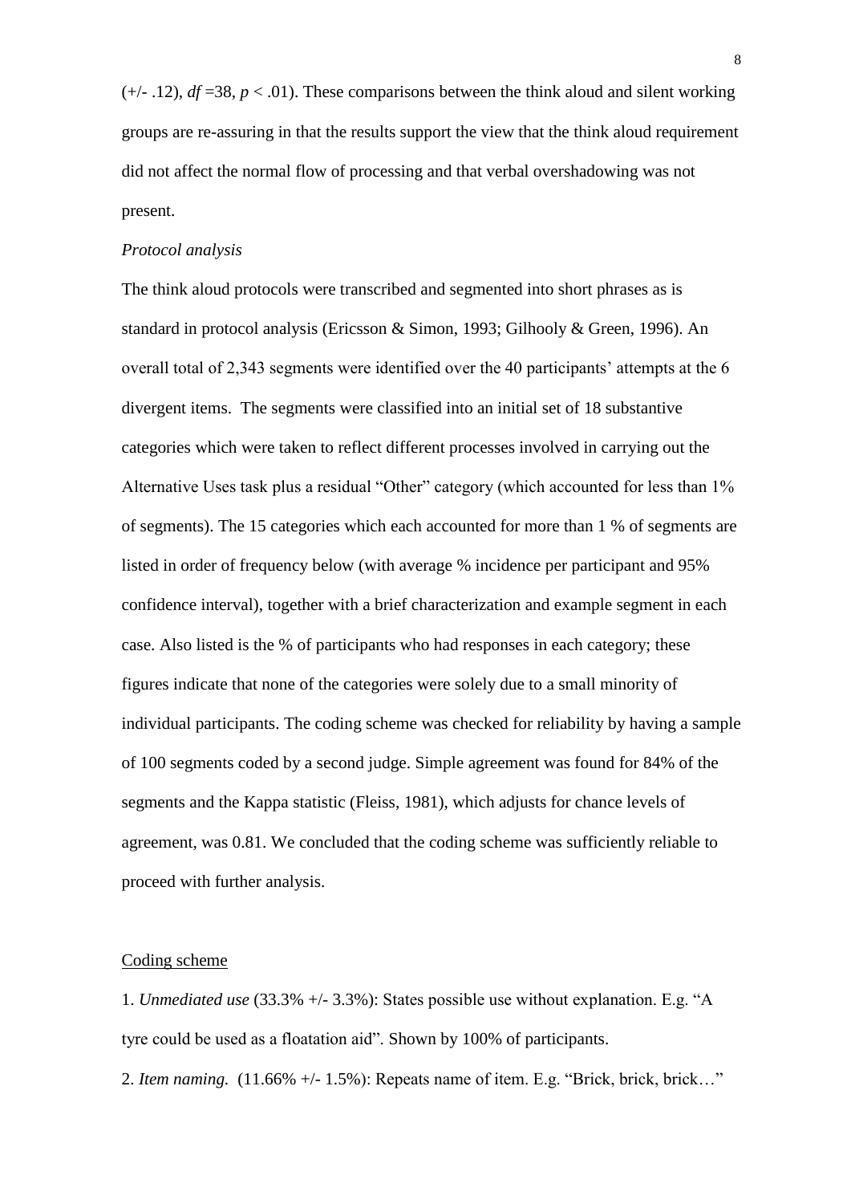(+/- .12), $df$ =38, $p < .01$). These comparisons between the think aloud and silent working groups are re-assuring in that the results support the view that the think aloud requirement did not affect the normal flow of processing and that verbal overshadowing was not present.

*Protocol analysis*

The think aloud protocols were transcribed and segmented into short phrases as is standard in protocol analysis (Ericsson & Simon, 1993; Gilhooly & Green, 1996). An overall total of 2,343 segments were identified over the 40 participants' attempts at the 6 divergent items. The segments were classified into an initial set of 18 substantive categories which were taken to reflect different processes involved in carrying out the Alternative Uses task plus a residual "Other" category (which accounted for less than 1% of segments). The 15 categories which each accounted for more than 1 % of segments are listed in order of frequency below (with average % incidence per participant and 95% confidence interval), together with a brief characterization and example segment in each case. Also listed is the % of participants who had responses in each category; these figures indicate that none of the categories were solely due to a small minority of individual participants. The coding scheme was checked for reliability by having a sample of 100 segments coded by a second judge. Simple agreement was found for 84% of the segments and the Kappa statistic (Fleiss, 1981), which adjusts for chance levels of agreement, was 0.81. We concluded that the coding scheme was sufficiently reliable to proceed with further analysis.

<u>Coding scheme</u>

1. *Unmediated use* (33.3% +/- 3.3%): States possible use without explanation. E.g. "A tyre could be used as a floatation aid". Shown by 100% of participants.

2. *Item naming.* (11.66% +/- 1.5%): Repeats name of item. E.g. "Brick, brick, brick…"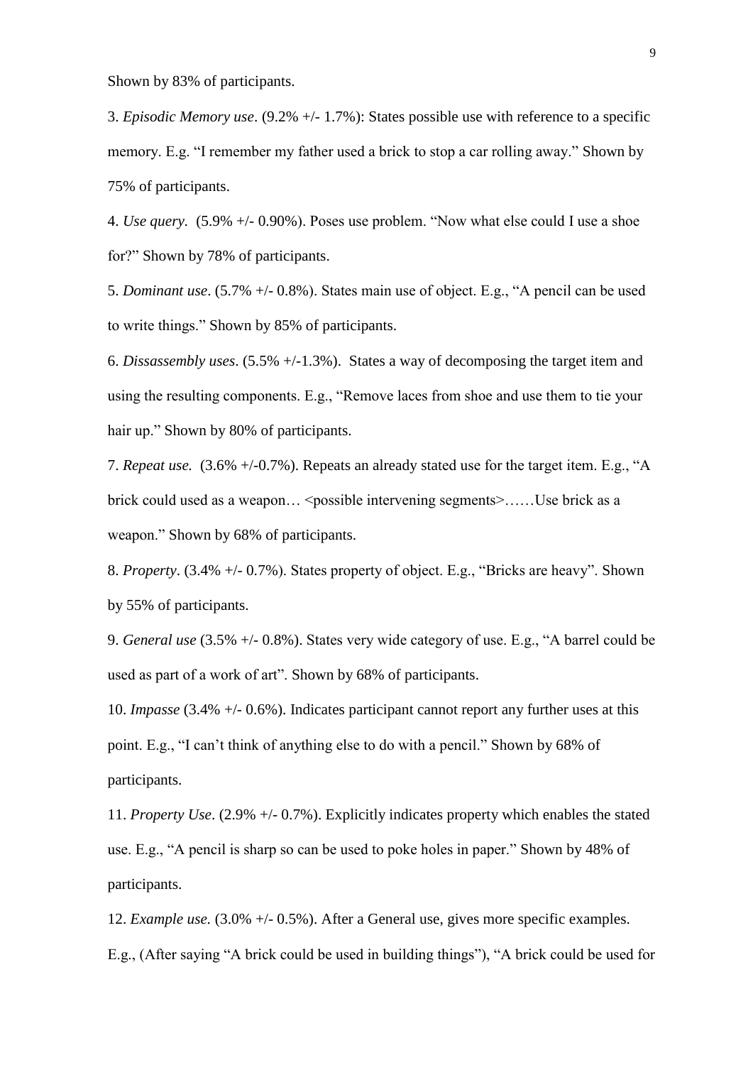Shown by 83% of participants.

3. *Episodic Memory use*. (9.2% +/- 1.7%): States possible use with reference to a specific memory. E.g. "I remember my father used a brick to stop a car rolling away." Shown by 75% of participants.

4. *Use query*. (5.9% +/- 0.90%). Poses use problem. "Now what else could I use a shoe for?" Shown by 78% of participants.

5. *Dominant use*. (5.7% +/- 0.8%). States main use of object. E.g., "A pencil can be used to write things." Shown by 85% of participants.

6. *Dissassembly uses*. (5.5% +/-1.3%). States a way of decomposing the target item and using the resulting components. E.g., "Remove laces from shoe and use them to tie your hair up." Shown by 80% of participants.

7. *Repeat use.* (3.6% +/-0.7%). Repeats an already stated use for the target item. E.g., "A brick could used as a weapon… <possible intervening segments>……Use brick as a weapon." Shown by 68% of participants.

8. *Property*. (3.4% +/- 0.7%). States property of object. E.g., "Bricks are heavy". Shown by 55% of participants.

9. *General use* (3.5% +/- 0.8%). States very wide category of use. E.g., "A barrel could be used as part of a work of art". Shown by 68% of participants.

10. *Impasse* (3.4% +/- 0.6%). Indicates participant cannot report any further uses at this point. E.g., "I can't think of anything else to do with a pencil." Shown by 68% of participants.

11. *Property Use*. (2.9% +/- 0.7%). Explicitly indicates property which enables the stated use. E.g., "A pencil is sharp so can be used to poke holes in paper." Shown by 48% of participants.

12. *Example use.* (3.0% +/- 0.5%). After a General use, gives more specific examples. E.g., (After saying "A brick could be used in building things"), "A brick could be used for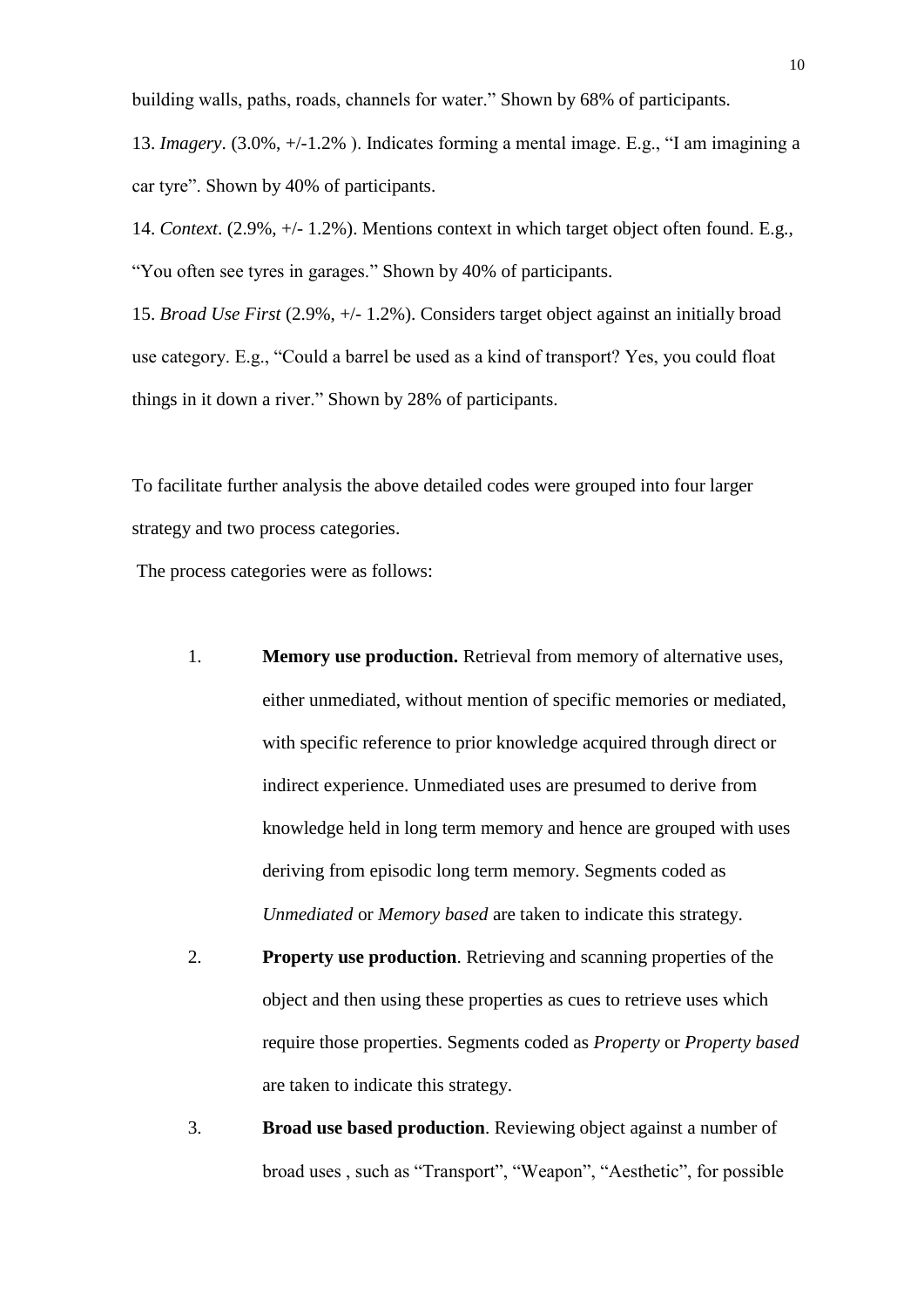building walls, paths, roads, channels for water." Shown by 68% of participants.

13. *Imagery*. (3.0%, +/-1.2% ). Indicates forming a mental image. E.g., "I am imagining a car tyre". Shown by 40% of participants.

14. *Context*. (2.9%, +/- 1.2%). Mentions context in which target object often found. E.g., "You often see tyres in garages." Shown by 40% of participants.

15. *Broad Use First* (2.9%, +/- 1.2%). Considers target object against an initially broad use category. E.g., "Could a barrel be used as a kind of transport? Yes, you could float things in it down a river." Shown by 28% of participants.

To facilitate further analysis the above detailed codes were grouped into four larger strategy and two process categories.

The process categories were as follows:

1. **Memory use production.** Retrieval from memory of alternative uses, either unmediated, without mention of specific memories or mediated, with specific reference to prior knowledge acquired through direct or indirect experience. Unmediated uses are presumed to derive from knowledge held in long term memory and hence are grouped with uses deriving from episodic long term memory. Segments coded as *Unmediated* or *Memory based* are taken to indicate this strategy.
2. **Property use production**. Retrieving and scanning properties of the object and then using these properties as cues to retrieve uses which require those properties. Segments coded as *Property* or *Property based* are taken to indicate this strategy.
3. **Broad use based production**. Reviewing object against a number of broad uses , such as "Transport", "Weapon", "Aesthetic", for possible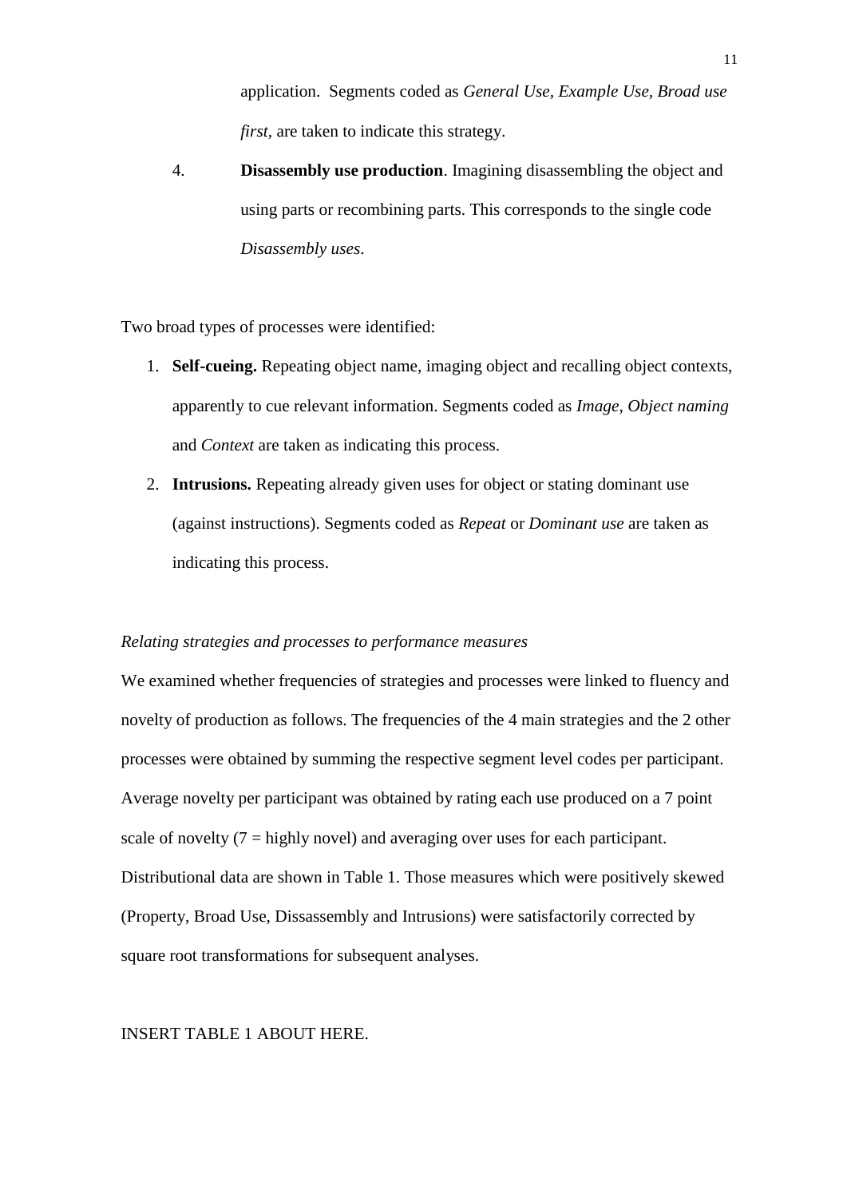application. Segments coded as *General Use, Example Use, Broad use first*, are taken to indicate this strategy.

4. **Disassembly use production**. Imagining disassembling the object and using parts or recombining parts. This corresponds to the single code *Disassembly uses*.

Two broad types of processes were identified:

1. **Self-cueing.** Repeating object name, imaging object and recalling object contexts, apparently to cue relevant information. Segments coded as *Image*, *Object naming* and *Context* are taken as indicating this process.
2. **Intrusions.** Repeating already given uses for object or stating dominant use (against instructions). Segments coded as *Repeat* or *Dominant use* are taken as indicating this process.

*Relating strategies and processes to performance measures*

We examined whether frequencies of strategies and processes were linked to fluency and novelty of production as follows. The frequencies of the 4 main strategies and the 2 other processes were obtained by summing the respective segment level codes per participant. Average novelty per participant was obtained by rating each use produced on a 7 point scale of novelty (7 = highly novel) and averaging over uses for each participant. Distributional data are shown in Table 1. Those measures which were positively skewed (Property, Broad Use, Dissassembly and Intrusions) were satisfactorily corrected by square root transformations for subsequent analyses.

INSERT TABLE 1 ABOUT HERE.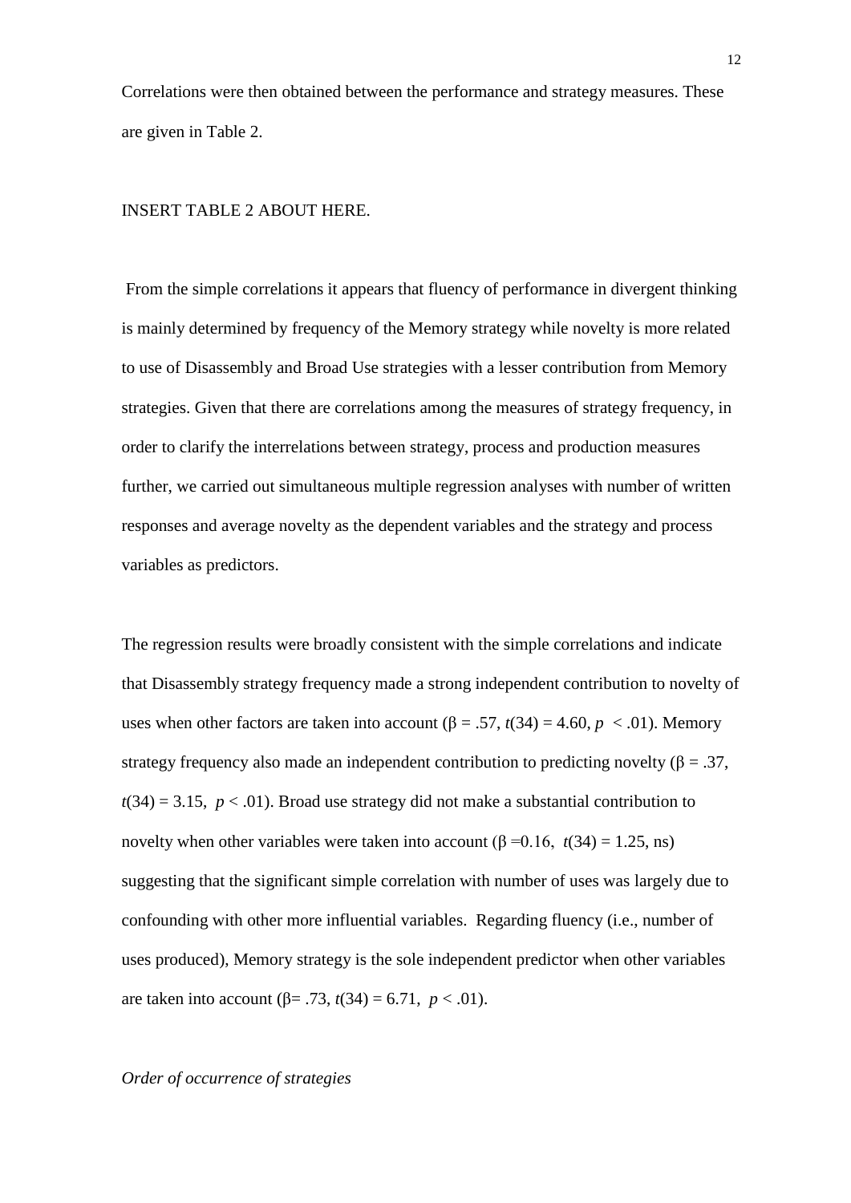Correlations were then obtained between the performance and strategy measures. These are given in Table 2.

INSERT TABLE 2 ABOUT HERE.

From the simple correlations it appears that fluency of performance in divergent thinking is mainly determined by frequency of the Memory strategy while novelty is more related to use of Disassembly and Broad Use strategies with a lesser contribution from Memory strategies. Given that there are correlations among the measures of strategy frequency, in order to clarify the interrelations between strategy, process and production measures further, we carried out simultaneous multiple regression analyses with number of written responses and average novelty as the dependent variables and the strategy and process variables as predictors.

The regression results were broadly consistent with the simple correlations and indicate that Disassembly strategy frequency made a strong independent contribution to novelty of uses when other factors are taken into account ($\beta = .57$, $t(34) = 4.60$, $p < .01$). Memory strategy frequency also made an independent contribution to predicting novelty ($\beta = .37$, $t(34) = 3.15$, $p < .01$). Broad use strategy did not make a substantial contribution to novelty when other variables were taken into account ($\beta = 0.16$, $t(34) = 1.25$, ns) suggesting that the significant simple correlation with number of uses was largely due to confounding with other more influential variables. Regarding fluency (i.e., number of uses produced), Memory strategy is the sole independent predictor when other variables are taken into account ($\beta = .73$, $t(34) = 6.71$, $p < .01$).

*Order of occurrence of strategies*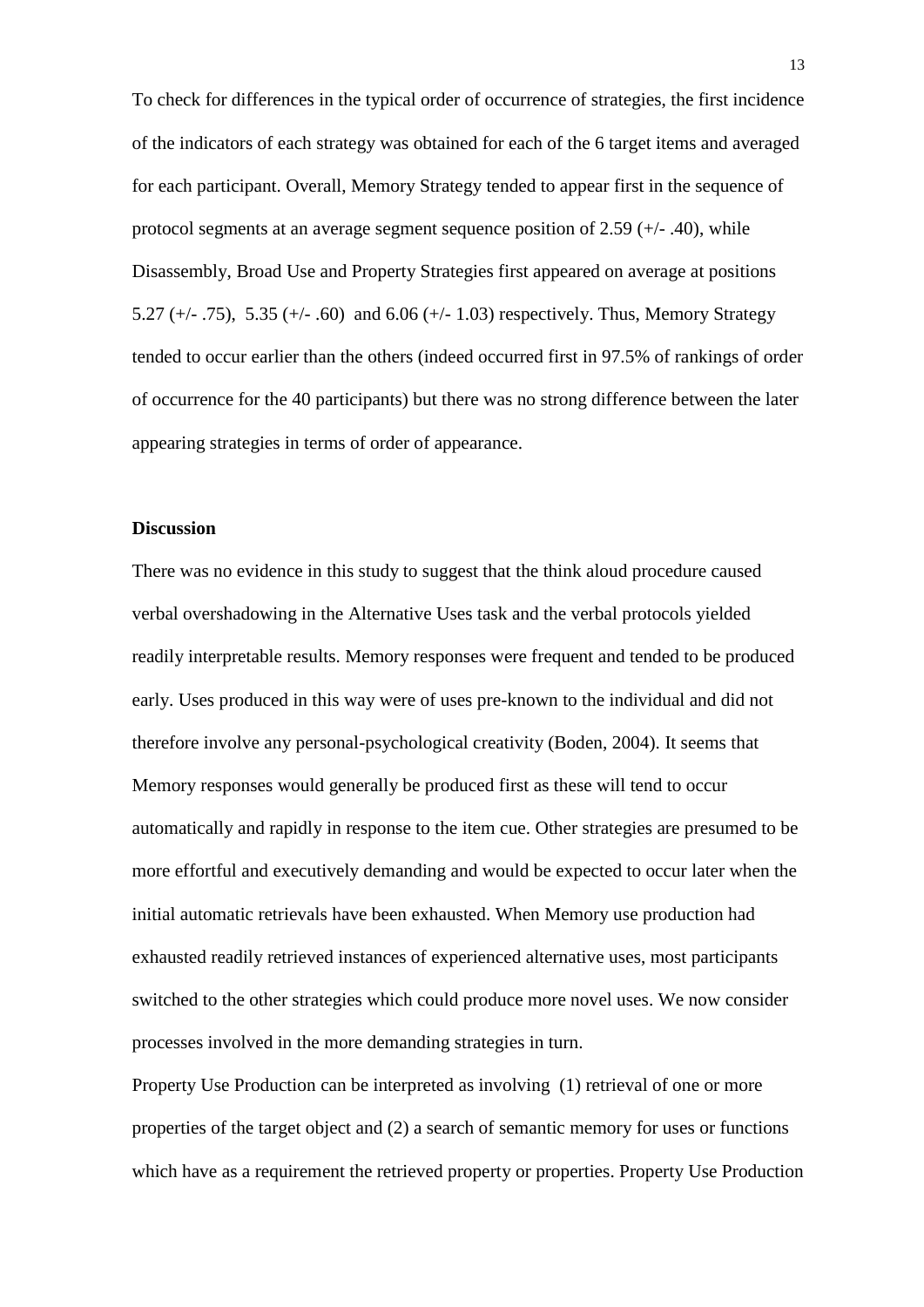To check for differences in the typical order of occurrence of strategies, the first incidence of the indicators of each strategy was obtained for each of the 6 target items and averaged for each participant. Overall, Memory Strategy tended to appear first in the sequence of protocol segments at an average segment sequence position of 2.59 (+/- .40), while Disassembly, Broad Use and Property Strategies first appeared on average at positions 5.27 (+/- .75), 5.35 (+/- .60) and 6.06 (+/- 1.03) respectively. Thus, Memory Strategy tended to occur earlier than the others (indeed occurred first in 97.5% of rankings of order of occurrence for the 40 participants) but there was no strong difference between the later appearing strategies in terms of order of appearance.

## Discussion

There was no evidence in this study to suggest that the think aloud procedure caused verbal overshadowing in the Alternative Uses task and the verbal protocols yielded readily interpretable results. Memory responses were frequent and tended to be produced early. Uses produced in this way were of uses pre-known to the individual and did not therefore involve any personal-psychological creativity (Boden, 2004). It seems that Memory responses would generally be produced first as these will tend to occur automatically and rapidly in response to the item cue. Other strategies are presumed to be more effortful and executively demanding and would be expected to occur later when the initial automatic retrievals have been exhausted. When Memory use production had exhausted readily retrieved instances of experienced alternative uses, most participants switched to the other strategies which could produce more novel uses. We now consider processes involved in the more demanding strategies in turn.

Property Use Production can be interpreted as involving (1) retrieval of one or more properties of the target object and (2) a search of semantic memory for uses or functions which have as a requirement the retrieved property or properties. Property Use Production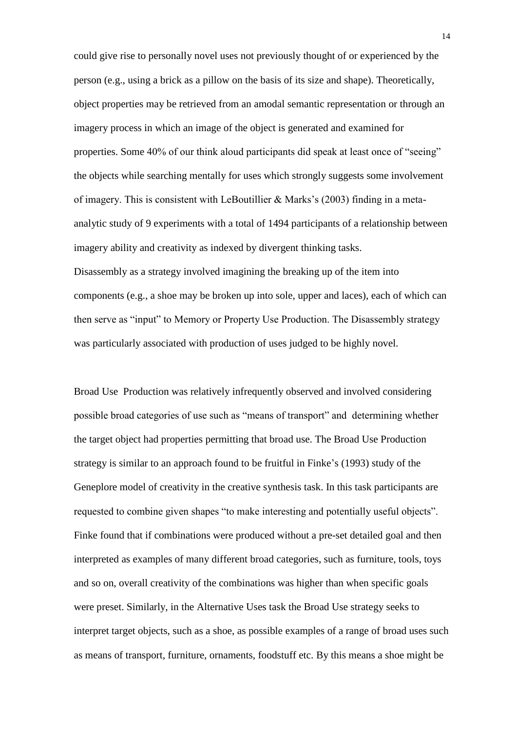could give rise to personally novel uses not previously thought of or experienced by the person (e.g., using a brick as a pillow on the basis of its size and shape). Theoretically, object properties may be retrieved from an amodal semantic representation or through an imagery process in which an image of the object is generated and examined for properties. Some 40% of our think aloud participants did speak at least once of "seeing" the objects while searching mentally for uses which strongly suggests some involvement of imagery. This is consistent with LeBoutillier & Marks's (2003) finding in a meta-analytic study of 9 experiments with a total of 1494 participants of a relationship between imagery ability and creativity as indexed by divergent thinking tasks.

Disassembly as a strategy involved imagining the breaking up of the item into components (e.g., a shoe may be broken up into sole, upper and laces), each of which can then serve as "input" to Memory or Property Use Production. The Disassembly strategy was particularly associated with production of uses judged to be highly novel.

Broad Use Production was relatively infrequently observed and involved considering possible broad categories of use such as "means of transport" and determining whether the target object had properties permitting that broad use. The Broad Use Production strategy is similar to an approach found to be fruitful in Finke's (1993) study of the Geneplore model of creativity in the creative synthesis task. In this task participants are requested to combine given shapes "to make interesting and potentially useful objects". Finke found that if combinations were produced without a pre-set detailed goal and then interpreted as examples of many different broad categories, such as furniture, tools, toys and so on, overall creativity of the combinations was higher than when specific goals were preset. Similarly, in the Alternative Uses task the Broad Use strategy seeks to interpret target objects, such as a shoe, as possible examples of a range of broad uses such as means of transport, furniture, ornaments, foodstuff etc. By this means a shoe might be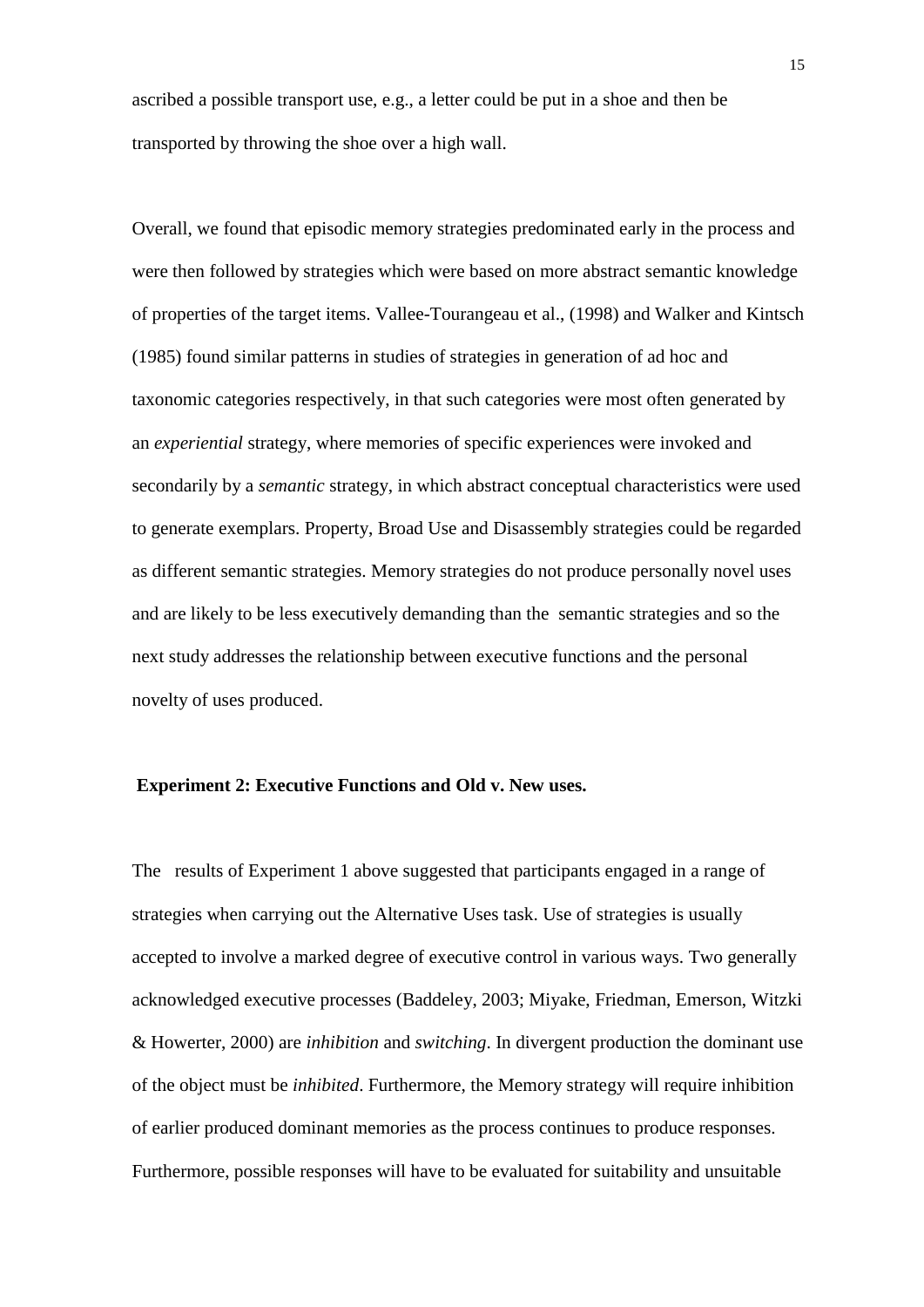ascribed a possible transport use, e.g., a letter could be put in a shoe and then be transported by throwing the shoe over a high wall.

Overall, we found that episodic memory strategies predominated early in the process and were then followed by strategies which were based on more abstract semantic knowledge of properties of the target items. Vallee-Tourangeau et al., (1998) and Walker and Kintsch (1985) found similar patterns in studies of strategies in generation of ad hoc and taxonomic categories respectively, in that such categories were most often generated by an *experiential* strategy, where memories of specific experiences were invoked and secondarily by a *semantic* strategy, in which abstract conceptual characteristics were used to generate exemplars. Property, Broad Use and Disassembly strategies could be regarded as different semantic strategies. Memory strategies do not produce personally novel uses and are likely to be less executively demanding than the semantic strategies and so the next study addresses the relationship between executive functions and the personal novelty of uses produced.

## Experiment 2: Executive Functions and Old v. New uses.

The results of Experiment 1 above suggested that participants engaged in a range of strategies when carrying out the Alternative Uses task. Use of strategies is usually accepted to involve a marked degree of executive control in various ways. Two generally acknowledged executive processes (Baddeley, 2003; Miyake, Friedman, Emerson, Witzki & Howerter, 2000) are *inhibition* and *switching*. In divergent production the dominant use of the object must be *inhibited*. Furthermore, the Memory strategy will require inhibition of earlier produced dominant memories as the process continues to produce responses. Furthermore, possible responses will have to be evaluated for suitability and unsuitable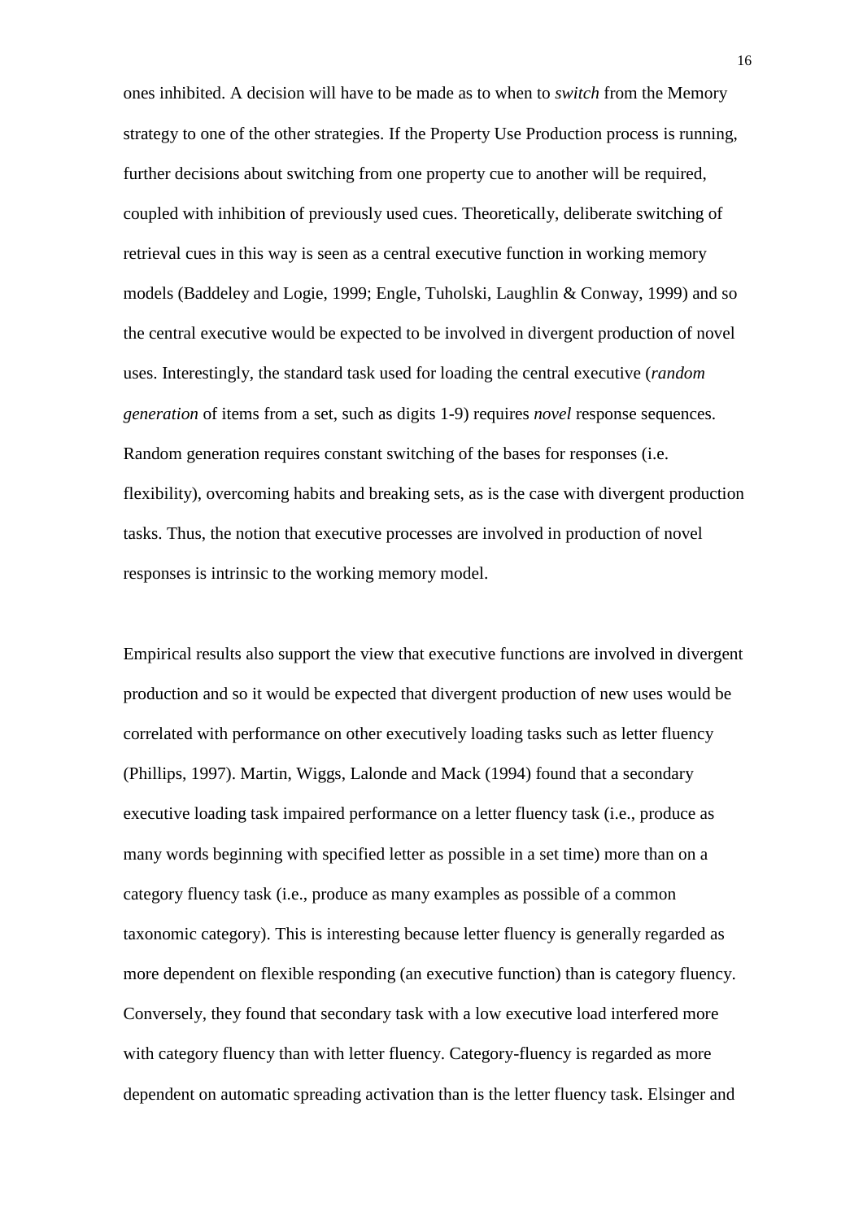ones inhibited. A decision will have to be made as to when to *switch* from the Memory strategy to one of the other strategies. If the Property Use Production process is running, further decisions about switching from one property cue to another will be required, coupled with inhibition of previously used cues. Theoretically, deliberate switching of retrieval cues in this way is seen as a central executive function in working memory models (Baddeley and Logie, 1999; Engle, Tuholski, Laughlin & Conway, 1999) and so the central executive would be expected to be involved in divergent production of novel uses. Interestingly, the standard task used for loading the central executive (*random generation* of items from a set, such as digits 1-9) requires *novel* response sequences. Random generation requires constant switching of the bases for responses (i.e. flexibility), overcoming habits and breaking sets, as is the case with divergent production tasks. Thus, the notion that executive processes are involved in production of novel responses is intrinsic to the working memory model.

Empirical results also support the view that executive functions are involved in divergent production and so it would be expected that divergent production of new uses would be correlated with performance on other executively loading tasks such as letter fluency (Phillips, 1997). Martin, Wiggs, Lalonde and Mack (1994) found that a secondary executive loading task impaired performance on a letter fluency task (i.e., produce as many words beginning with specified letter as possible in a set time) more than on a category fluency task (i.e., produce as many examples as possible of a common taxonomic category). This is interesting because letter fluency is generally regarded as more dependent on flexible responding (an executive function) than is category fluency. Conversely, they found that secondary task with a low executive load interfered more with category fluency than with letter fluency. Category-fluency is regarded as more dependent on automatic spreading activation than is the letter fluency task. Elsinger and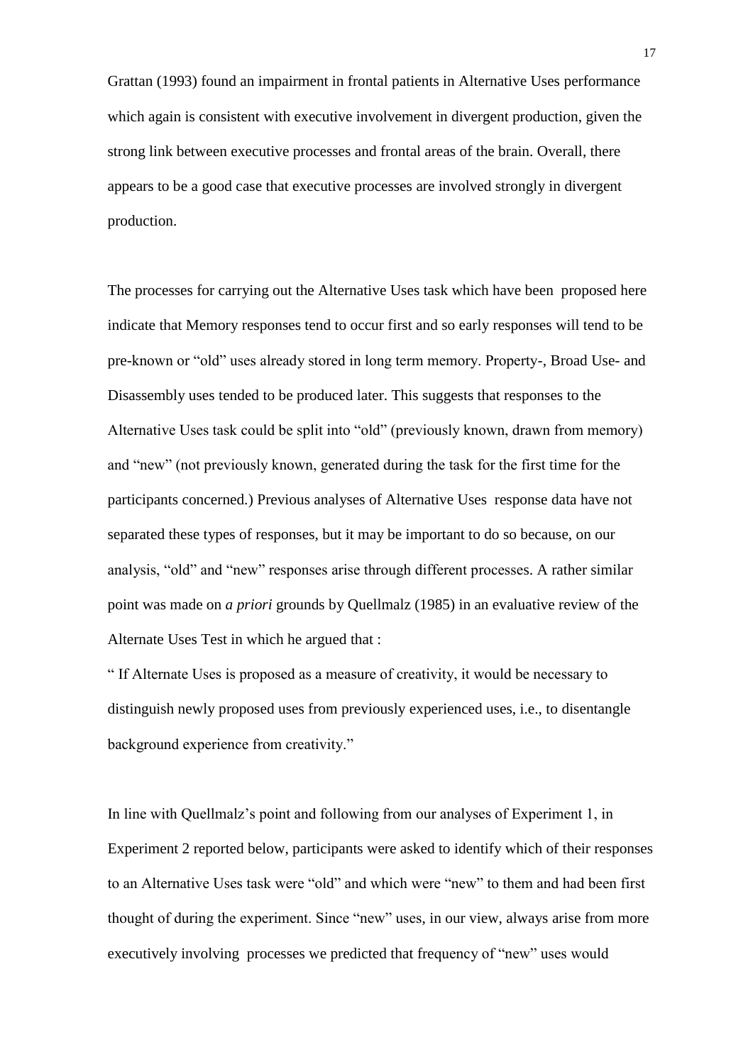Grattan (1993) found an impairment in frontal patients in Alternative Uses performance which again is consistent with executive involvement in divergent production, given the strong link between executive processes and frontal areas of the brain. Overall, there appears to be a good case that executive processes are involved strongly in divergent production.

The processes for carrying out the Alternative Uses task which have been proposed here indicate that Memory responses tend to occur first and so early responses will tend to be pre-known or "old" uses already stored in long term memory. Property-, Broad Use- and Disassembly uses tended to be produced later. This suggests that responses to the Alternative Uses task could be split into "old" (previously known, drawn from memory) and "new" (not previously known, generated during the task for the first time for the participants concerned.) Previous analyses of Alternative Uses response data have not separated these types of responses, but it may be important to do so because, on our analysis, "old" and "new" responses arise through different processes. A rather similar point was made on *a priori* grounds by Quellmalz (1985) in an evaluative review of the Alternate Uses Test in which he argued that :

" If Alternate Uses is proposed as a measure of creativity, it would be necessary to distinguish newly proposed uses from previously experienced uses, i.e., to disentangle background experience from creativity."

In line with Quellmalz's point and following from our analyses of Experiment 1, in Experiment 2 reported below, participants were asked to identify which of their responses to an Alternative Uses task were "old" and which were "new" to them and had been first thought of during the experiment. Since "new" uses, in our view, always arise from more executively involving processes we predicted that frequency of "new" uses would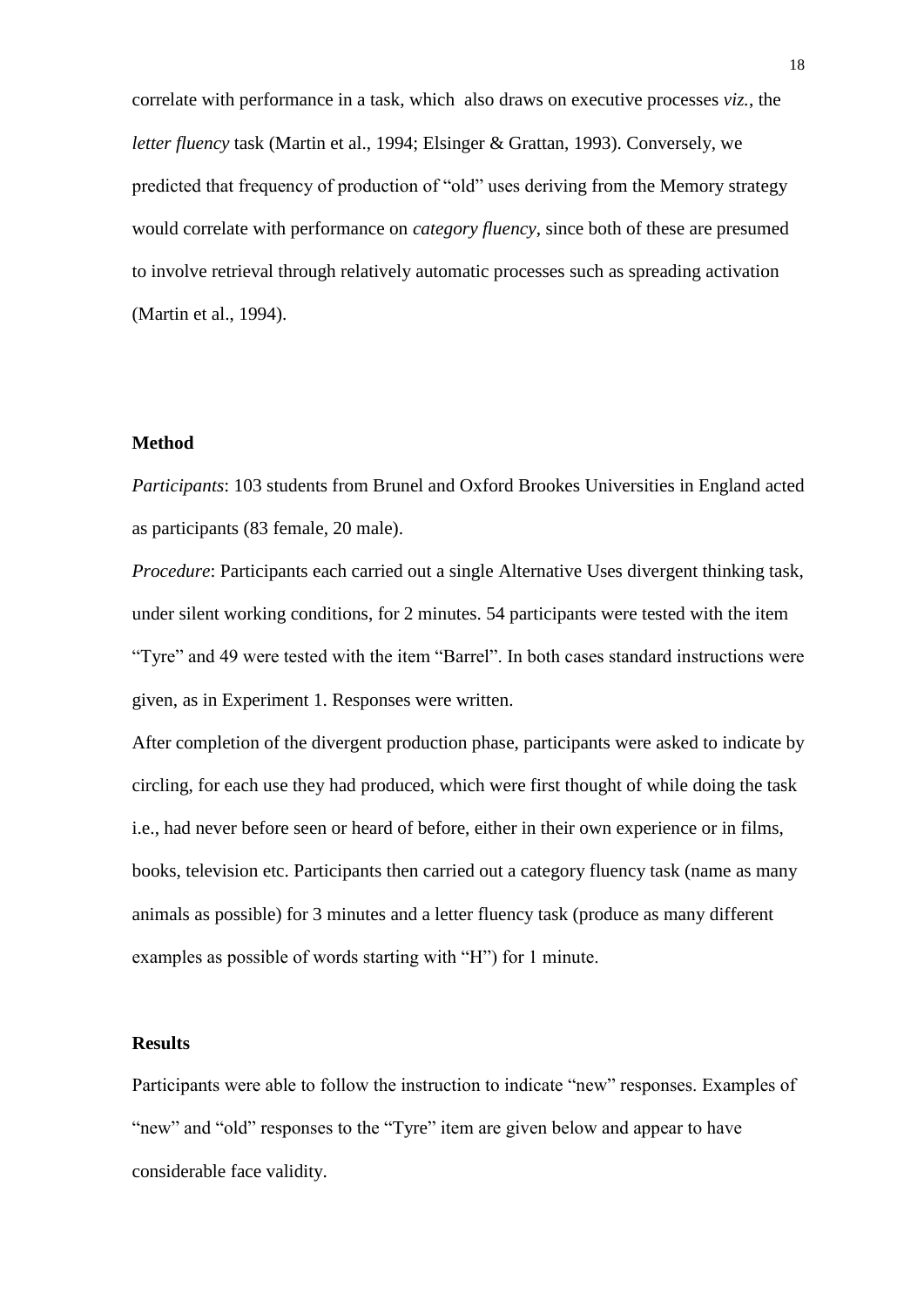correlate with performance in a task, which also draws on executive processes *viz.*, the *letter fluency* task (Martin et al., 1994; Elsinger & Grattan, 1993). Conversely, we predicted that frequency of production of "old" uses deriving from the Memory strategy would correlate with performance on *category fluency*, since both of these are presumed to involve retrieval through relatively automatic processes such as spreading activation (Martin et al., 1994).

## Method

*Participants*: 103 students from Brunel and Oxford Brookes Universities in England acted as participants (83 female, 20 male).

*Procedure*: Participants each carried out a single Alternative Uses divergent thinking task, under silent working conditions, for 2 minutes. 54 participants were tested with the item "Tyre" and 49 were tested with the item "Barrel". In both cases standard instructions were given, as in Experiment 1. Responses were written.

After completion of the divergent production phase, participants were asked to indicate by circling, for each use they had produced, which were first thought of while doing the task i.e., had never before seen or heard of before, either in their own experience or in films, books, television etc. Participants then carried out a category fluency task (name as many animals as possible) for 3 minutes and a letter fluency task (produce as many different examples as possible of words starting with "H") for 1 minute.

## Results

Participants were able to follow the instruction to indicate "new" responses. Examples of "new" and "old" responses to the "Tyre" item are given below and appear to have considerable face validity.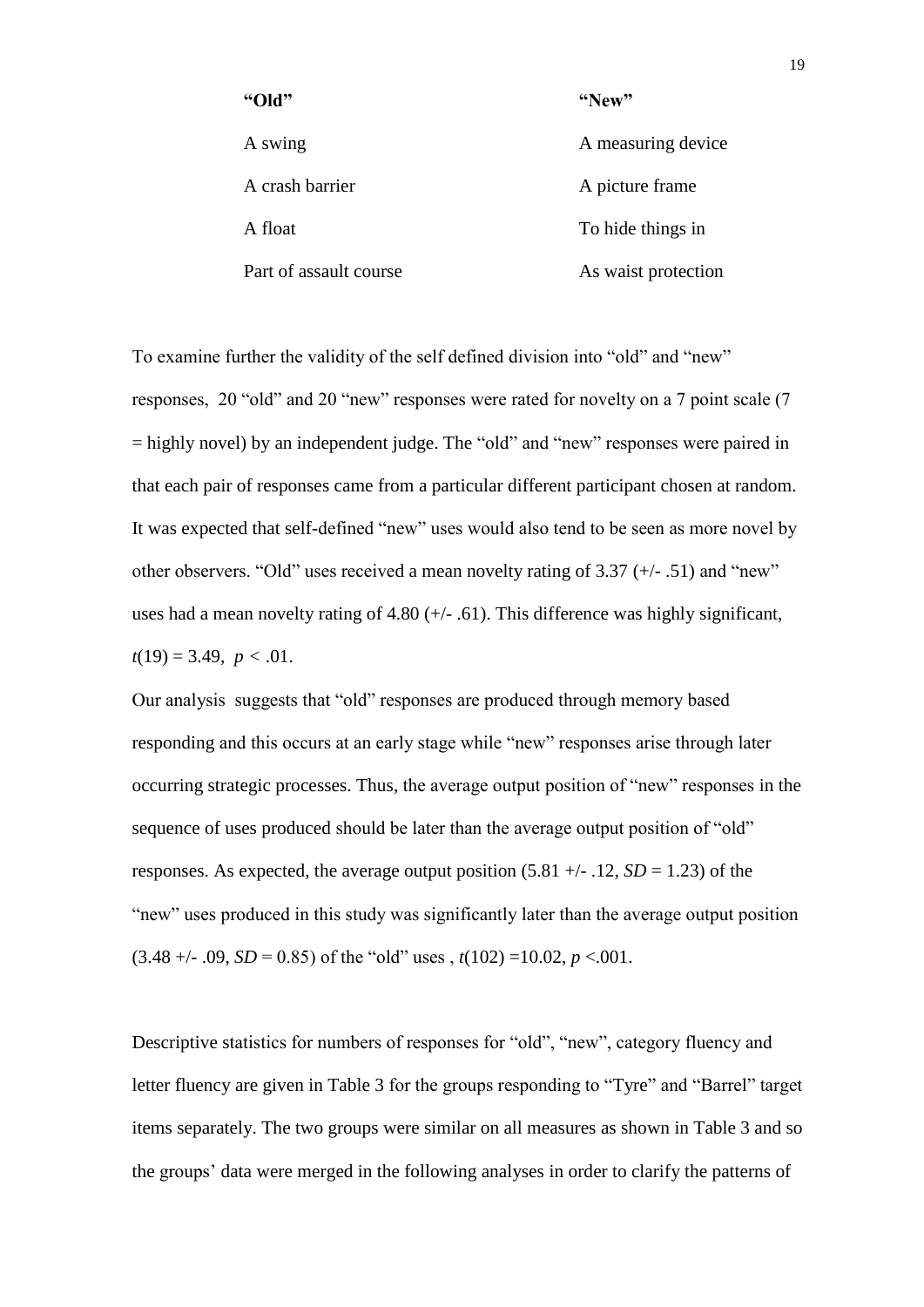| "Old" | "New" |
| --- | --- |
| A swing | A measuring device |
| A crash barrier | A picture frame |
| A float | To hide things in |
| Part of assault course | As waist protection |

To examine further the validity of the self defined division into "old" and "new" responses, 20 "old" and 20 "new" responses were rated for novelty on a 7 point scale (7 = highly novel) by an independent judge. The "old" and "new" responses were paired in that each pair of responses came from a particular different participant chosen at random. It was expected that self-defined "new" uses would also tend to be seen as more novel by other observers. "Old" uses received a mean novelty rating of 3.37 (+/- .51) and "new" uses had a mean novelty rating of 4.80 (+/- .61). This difference was highly significant, $t(19) = 3.49$, $p < .01$.

Our analysis suggests that "old" responses are produced through memory based responding and this occurs at an early stage while "new" responses arise through later occurring strategic processes. Thus, the average output position of "new" responses in the sequence of uses produced should be later than the average output position of "old" responses. As expected, the average output position (5.81 +/- .12, $SD = 1.23$) of the "new" uses produced in this study was significantly later than the average output position (3.48 +/- .09, $SD = 0.85$) of the "old" uses , $t(102) = 10.02$, $p < .001$.

Descriptive statistics for numbers of responses for "old", "new", category fluency and letter fluency are given in Table 3 for the groups responding to "Tyre" and "Barrel" target items separately. The two groups were similar on all measures as shown in Table 3 and so the groups' data were merged in the following analyses in order to clarify the patterns of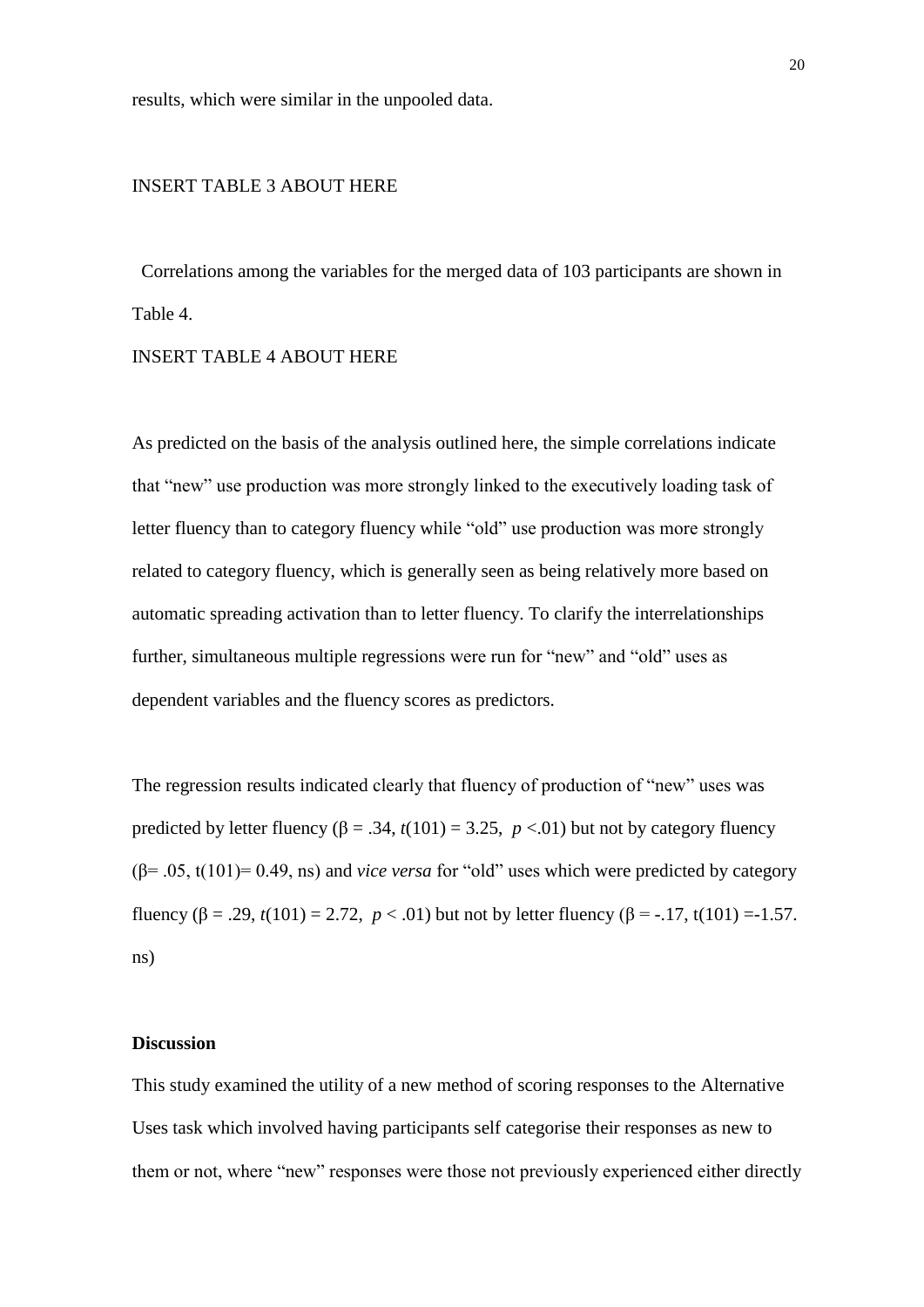results, which were similar in the unpooled data.

INSERT TABLE 3 ABOUT HERE

Correlations among the variables for the merged data of 103 participants are shown in Table 4.

INSERT TABLE 4 ABOUT HERE

As predicted on the basis of the analysis outlined here, the simple correlations indicate that "new" use production was more strongly linked to the executively loading task of letter fluency than to category fluency while "old" use production was more strongly related to category fluency, which is generally seen as being relatively more based on automatic spreading activation than to letter fluency. To clarify the interrelationships further, simultaneous multiple regressions were run for "new" and "old" uses as dependent variables and the fluency scores as predictors.

The regression results indicated clearly that fluency of production of "new" uses was predicted by letter fluency ($\beta = .34$, $t(101) = 3.25$, $p < .01$) but not by category fluency ($\beta = .05$, $t(101) = 0.49$, ns) and *vice versa* for "old" uses which were predicted by category fluency ($\beta = .29$, $t(101) = 2.72$, $p < .01$) but not by letter fluency ($\beta = -.17$, $t(101) = -1.57$. ns)

**Discussion**

This study examined the utility of a new method of scoring responses to the Alternative Uses task which involved having participants self categorise their responses as new to them or not, where "new" responses were those not previously experienced either directly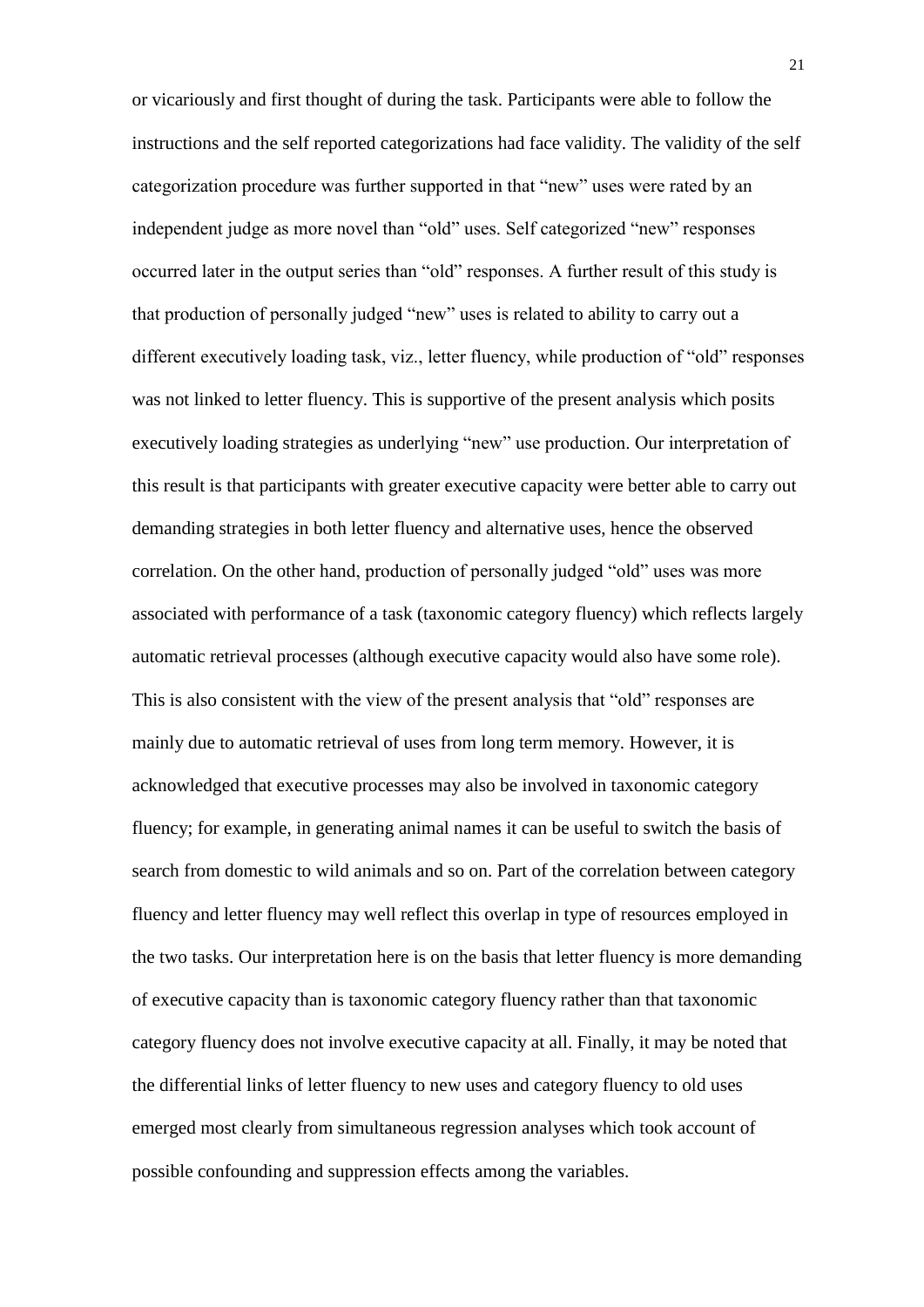or vicariously and first thought of during the task. Participants were able to follow the instructions and the self reported categorizations had face validity. The validity of the self categorization procedure was further supported in that "new" uses were rated by an independent judge as more novel than "old" uses. Self categorized "new" responses occurred later in the output series than "old" responses. A further result of this study is that production of personally judged "new" uses is related to ability to carry out a different executively loading task, viz., letter fluency, while production of "old" responses was not linked to letter fluency. This is supportive of the present analysis which posits executively loading strategies as underlying "new" use production. Our interpretation of this result is that participants with greater executive capacity were better able to carry out demanding strategies in both letter fluency and alternative uses, hence the observed correlation. On the other hand, production of personally judged "old" uses was more associated with performance of a task (taxonomic category fluency) which reflects largely automatic retrieval processes (although executive capacity would also have some role). This is also consistent with the view of the present analysis that "old" responses are mainly due to automatic retrieval of uses from long term memory. However, it is acknowledged that executive processes may also be involved in taxonomic category fluency; for example, in generating animal names it can be useful to switch the basis of search from domestic to wild animals and so on. Part of the correlation between category fluency and letter fluency may well reflect this overlap in type of resources employed in the two tasks. Our interpretation here is on the basis that letter fluency is more demanding of executive capacity than is taxonomic category fluency rather than that taxonomic category fluency does not involve executive capacity at all. Finally, it may be noted that the differential links of letter fluency to new uses and category fluency to old uses emerged most clearly from simultaneous regression analyses which took account of possible confounding and suppression effects among the variables.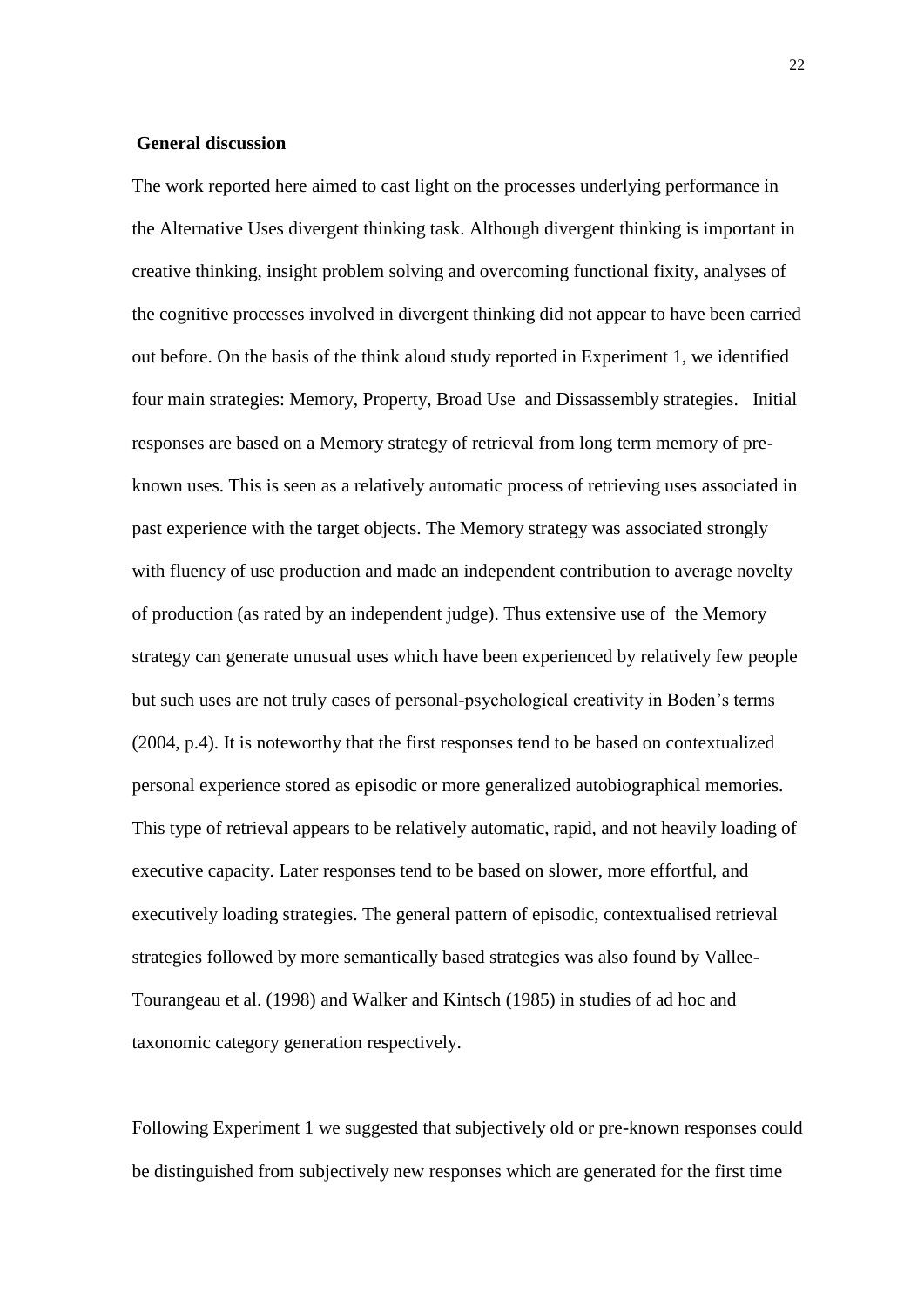## General discussion

The work reported here aimed to cast light on the processes underlying performance in the Alternative Uses divergent thinking task. Although divergent thinking is important in creative thinking, insight problem solving and overcoming functional fixity, analyses of the cognitive processes involved in divergent thinking did not appear to have been carried out before. On the basis of the think aloud study reported in Experiment 1, we identified four main strategies: Memory, Property, Broad Use and Dissassembly strategies. Initial responses are based on a Memory strategy of retrieval from long term memory of pre-known uses. This is seen as a relatively automatic process of retrieving uses associated in past experience with the target objects. The Memory strategy was associated strongly with fluency of use production and made an independent contribution to average novelty of production (as rated by an independent judge). Thus extensive use of the Memory strategy can generate unusual uses which have been experienced by relatively few people but such uses are not truly cases of personal-psychological creativity in Boden's terms (2004, p.4). It is noteworthy that the first responses tend to be based on contextualized personal experience stored as episodic or more generalized autobiographical memories. This type of retrieval appears to be relatively automatic, rapid, and not heavily loading of executive capacity. Later responses tend to be based on slower, more effortful, and executively loading strategies. The general pattern of episodic, contextualised retrieval strategies followed by more semantically based strategies was also found by Vallee-Tourangeau et al. (1998) and Walker and Kintsch (1985) in studies of ad hoc and taxonomic category generation respectively.

Following Experiment 1 we suggested that subjectively old or pre-known responses could be distinguished from subjectively new responses which are generated for the first time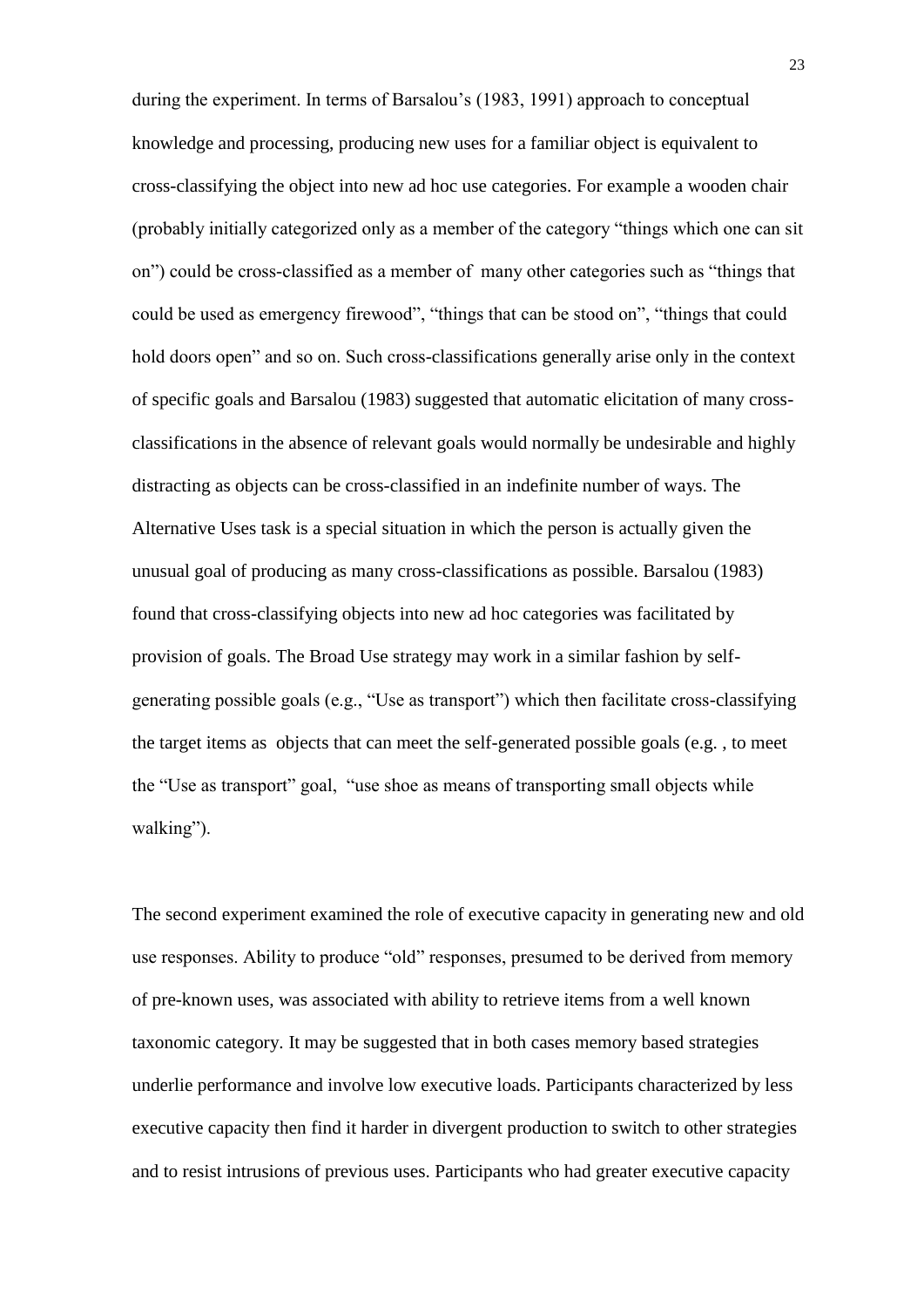during the experiment. In terms of Barsalou's (1983, 1991) approach to conceptual knowledge and processing, producing new uses for a familiar object is equivalent to cross-classifying the object into new ad hoc use categories. For example a wooden chair (probably initially categorized only as a member of the category "things which one can sit on") could be cross-classified as a member of many other categories such as "things that could be used as emergency firewood", "things that can be stood on", "things that could hold doors open" and so on. Such cross-classifications generally arise only in the context of specific goals and Barsalou (1983) suggested that automatic elicitation of many cross-classifications in the absence of relevant goals would normally be undesirable and highly distracting as objects can be cross-classified in an indefinite number of ways. The Alternative Uses task is a special situation in which the person is actually given the unusual goal of producing as many cross-classifications as possible. Barsalou (1983) found that cross-classifying objects into new ad hoc categories was facilitated by provision of goals. The Broad Use strategy may work in a similar fashion by self-generating possible goals (e.g., "Use as transport") which then facilitate cross-classifying the target items as objects that can meet the self-generated possible goals (e.g. , to meet the "Use as transport" goal, "use shoe as means of transporting small objects while walking").

The second experiment examined the role of executive capacity in generating new and old use responses. Ability to produce "old" responses, presumed to be derived from memory of pre-known uses, was associated with ability to retrieve items from a well known taxonomic category. It may be suggested that in both cases memory based strategies underlie performance and involve low executive loads. Participants characterized by less executive capacity then find it harder in divergent production to switch to other strategies and to resist intrusions of previous uses. Participants who had greater executive capacity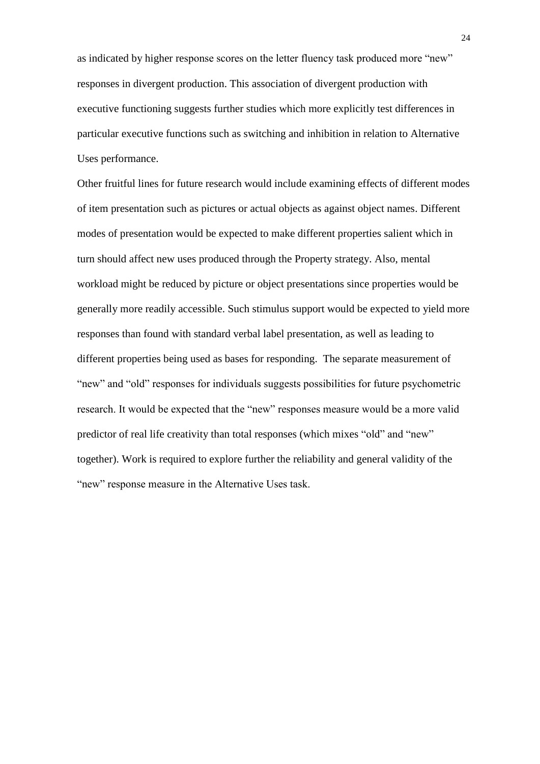as indicated by higher response scores on the letter fluency task produced more "new" responses in divergent production. This association of divergent production with executive functioning suggests further studies which more explicitly test differences in particular executive functions such as switching and inhibition in relation to Alternative Uses performance.

Other fruitful lines for future research would include examining effects of different modes of item presentation such as pictures or actual objects as against object names. Different modes of presentation would be expected to make different properties salient which in turn should affect new uses produced through the Property strategy. Also, mental workload might be reduced by picture or object presentations since properties would be generally more readily accessible. Such stimulus support would be expected to yield more responses than found with standard verbal label presentation, as well as leading to different properties being used as bases for responding. The separate measurement of "new" and "old" responses for individuals suggests possibilities for future psychometric research. It would be expected that the "new" responses measure would be a more valid predictor of real life creativity than total responses (which mixes "old" and "new" together). Work is required to explore further the reliability and general validity of the "new" response measure in the Alternative Uses task.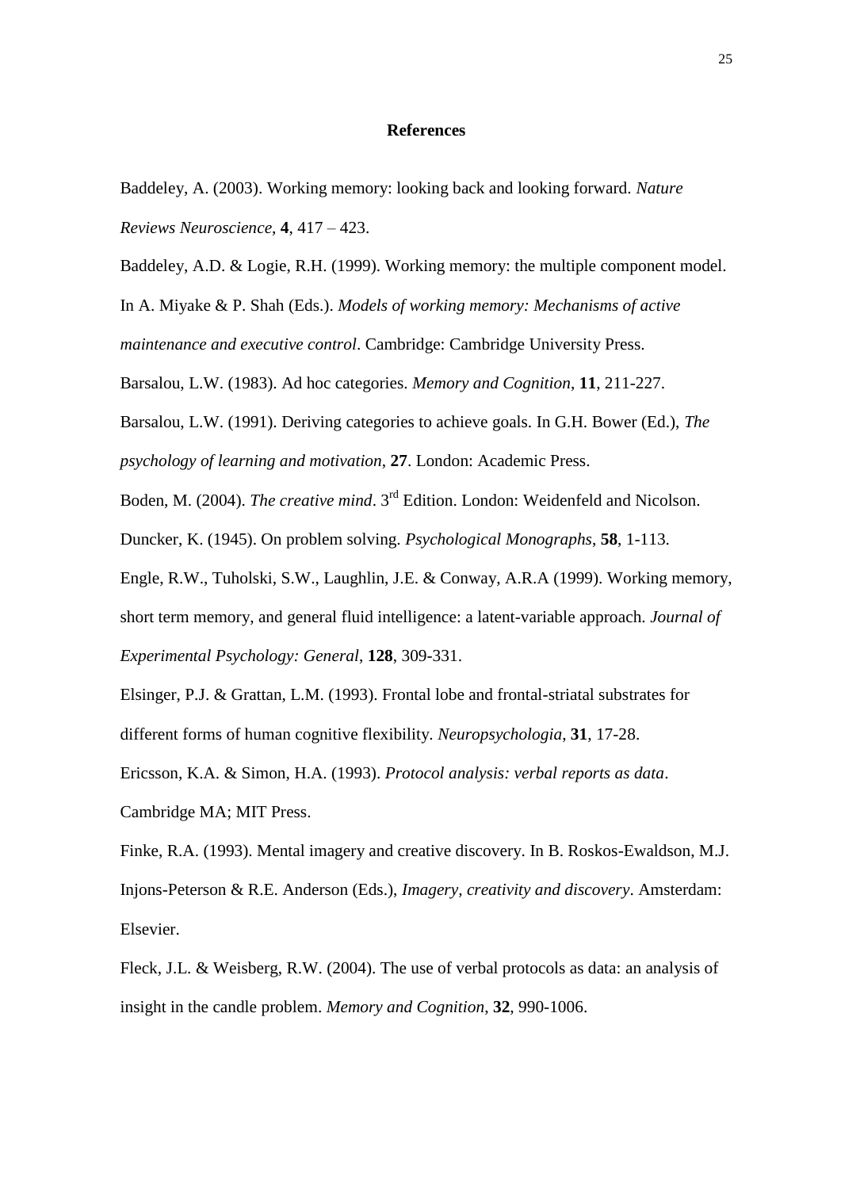## References

Baddeley, A. (2003). Working memory: looking back and looking forward. *Nature Reviews Neuroscience*, **4**, 417 – 423.

Baddeley, A.D. & Logie, R.H. (1999). Working memory: the multiple component model. In A. Miyake & P. Shah (Eds.). *Models of working memory: Mechanisms of active maintenance and executive control*. Cambridge: Cambridge University Press.

Barsalou, L.W. (1983). Ad hoc categories. *Memory and Cognition*, **11**, 211-227.

Barsalou, L.W. (1991). Deriving categories to achieve goals. In G.H. Bower (Ed.), *The psychology of learning and motivation*, **27**. London: Academic Press.

Boden, M. (2004). *The creative mind*. 3rd Edition. London: Weidenfeld and Nicolson.

Duncker, K. (1945). On problem solving. *Psychological Monographs*, **58**, 1-113.

Engle, R.W., Tuholski, S.W., Laughlin, J.E. & Conway, A.R.A (1999). Working memory, short term memory, and general fluid intelligence: a latent-variable approach. *Journal of Experimental Psychology: General*, **128**, 309-331.

Elsinger, P.J. & Grattan, L.M. (1993). Frontal lobe and frontal-striatal substrates for different forms of human cognitive flexibility. *Neuropsychologia*, **31**, 17-28.

Ericsson, K.A. & Simon, H.A. (1993). *Protocol analysis: verbal reports as data*. Cambridge MA; MIT Press.

Finke, R.A. (1993). Mental imagery and creative discovery. In B. Roskos-Ewaldson, M.J. Injons-Peterson & R.E. Anderson (Eds.), *Imagery, creativity and discovery*. Amsterdam: Elsevier.

Fleck, J.L. & Weisberg, R.W. (2004). The use of verbal protocols as data: an analysis of insight in the candle problem. *Memory and Cognition*, **32**, 990-1006.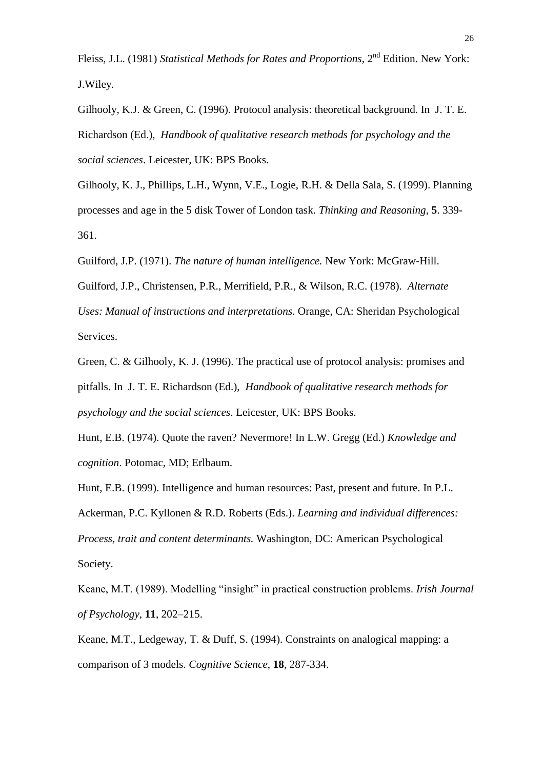Fleiss, J.L. (1981) *Statistical Methods for Rates and Proportions*, 2nd Edition. New York: J.Wiley.

Gilhooly, K.J. & Green, C. (1996). Protocol analysis: theoretical background. In J. T. E. Richardson (Ed.), *Handbook of qualitative research methods for psychology and the social sciences*. Leicester, UK: BPS Books.

Gilhooly, K. J., Phillips, L.H., Wynn, V.E., Logie, R.H. & Della Sala, S. (1999). Planning processes and age in the 5 disk Tower of London task. *Thinking and Reasoning*, **5**. 339-361.

Guilford, J.P. (1971). *The nature of human intelligence.* New York: McGraw-Hill.

Guilford, J.P., Christensen, P.R., Merrifield, P.R., & Wilson, R.C. (1978). *Alternate Uses: Manual of instructions and interpretations*. Orange, CA: Sheridan Psychological Services.

Green, C. & Gilhooly, K. J. (1996). The practical use of protocol analysis: promises and pitfalls. In J. T. E. Richardson (Ed.), *Handbook of qualitative research methods for psychology and the social sciences*. Leicester, UK: BPS Books.

Hunt, E.B. (1974). Quote the raven? Nevermore! In L.W. Gregg (Ed.) *Knowledge and cognition*. Potomac, MD; Erlbaum.

Hunt, E.B. (1999). Intelligence and human resources: Past, present and future. In P.L. Ackerman, P.C. Kyllonen & R.D. Roberts (Eds.). *Learning and individual differences: Process, trait and content determinants.* Washington, DC: American Psychological Society.

Keane, M.T. (1989). Modelling "insight" in practical construction problems. *Irish Journal of Psychology*, **11**, 202–215.

Keane, M.T., Ledgeway, T. & Duff, S. (1994). Constraints on analogical mapping: a comparison of 3 models. *Cognitive Science*, **18**, 287-334.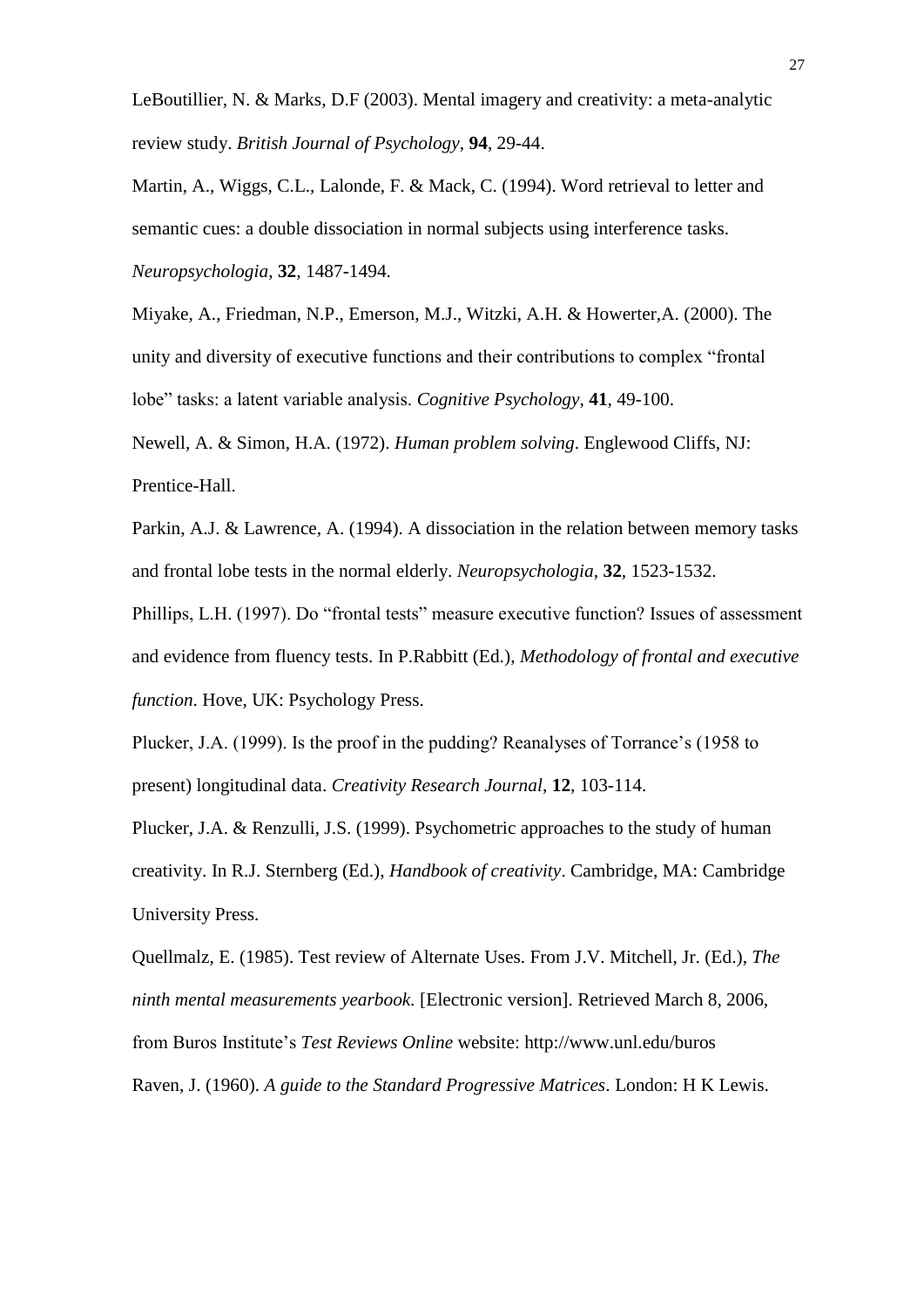LeBoutillier, N. & Marks, D.F (2003). Mental imagery and creativity: a meta-analytic review study. *British Journal of Psychology*, **94**, 29-44.

Martin, A., Wiggs, C.L., Lalonde, F. & Mack, C. (1994). Word retrieval to letter and semantic cues: a double dissociation in normal subjects using interference tasks. *Neuropsychologia*, **32**, 1487-1494.

Miyake, A., Friedman, N.P., Emerson, M.J., Witzki, A.H. & Howerter,A. (2000). The unity and diversity of executive functions and their contributions to complex "frontal lobe" tasks: a latent variable analysis. *Cognitive Psychology*, **41**, 49-100.

Newell, A. & Simon, H.A. (1972). *Human problem solving*. Englewood Cliffs, NJ: Prentice-Hall.

Parkin, A.J. & Lawrence, A. (1994). A dissociation in the relation between memory tasks and frontal lobe tests in the normal elderly. *Neuropsychologia*, **32**, 1523-1532.

Phillips, L.H. (1997). Do "frontal tests" measure executive function? Issues of assessment and evidence from fluency tests. In P.Rabbitt (Ed.), *Methodology of frontal and executive function*. Hove, UK: Psychology Press.

Plucker, J.A. (1999). Is the proof in the pudding? Reanalyses of Torrance's (1958 to present) longitudinal data. *Creativity Research Journal*, **12**, 103-114.

Plucker, J.A. & Renzulli, J.S. (1999). Psychometric approaches to the study of human creativity. In R.J. Sternberg (Ed.), *Handbook of creativity*. Cambridge, MA: Cambridge University Press.

Quellmalz, E. (1985). Test review of Alternate Uses. From J.V. Mitchell, Jr. (Ed.), *The ninth mental measurements yearbook*. [Electronic version]. Retrieved March 8, 2006, from Buros Institute's *Test Reviews Online* website: http://www.unl.edu/buros

Raven, J. (1960). *A guide to the Standard Progressive Matrices*. London: H K Lewis.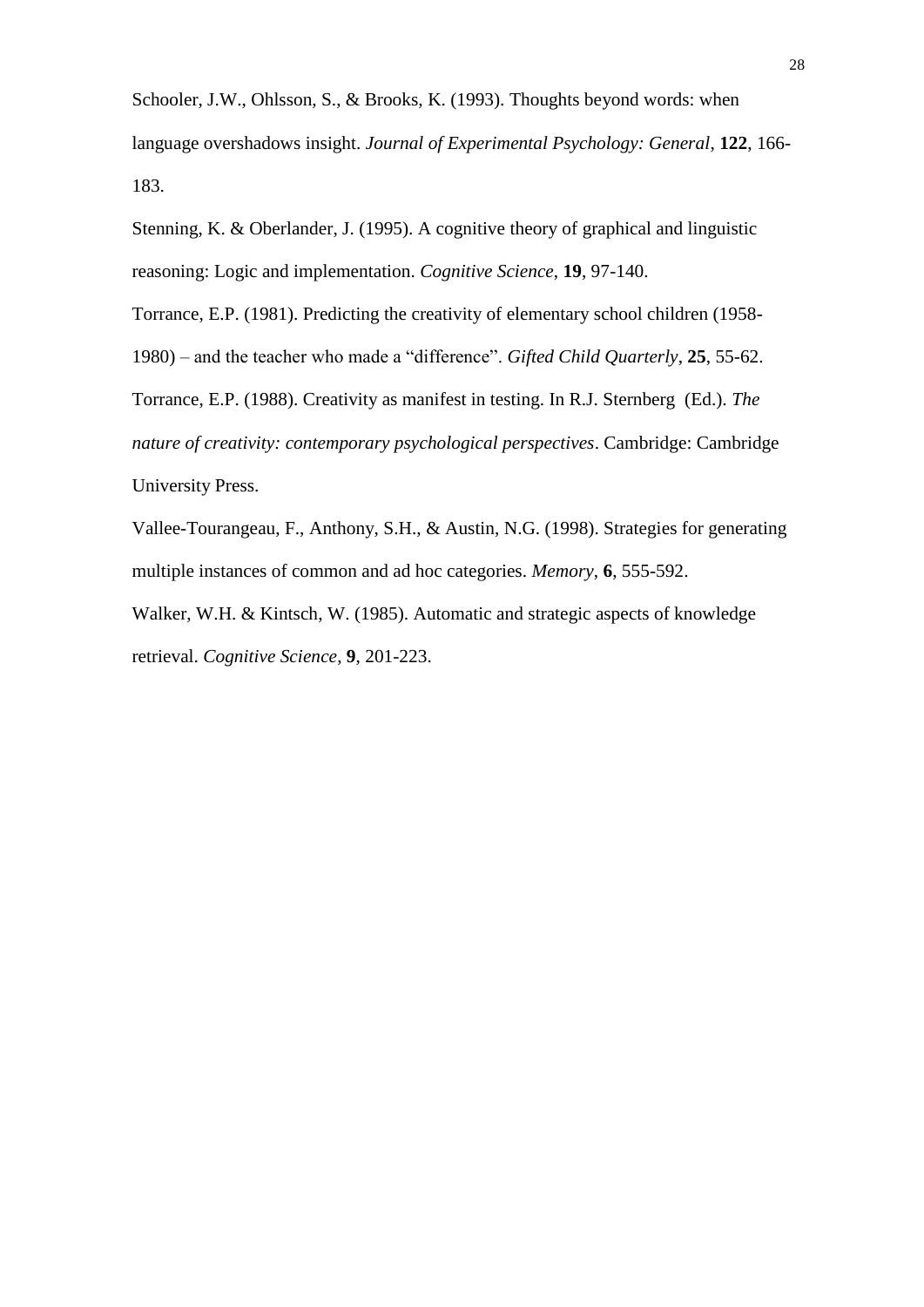Schooler, J.W., Ohlsson, S., & Brooks, K. (1993). Thoughts beyond words: when language overshadows insight. *Journal of Experimental Psychology: General*, **122**, 166-183.

Stenning, K. & Oberlander, J. (1995). A cognitive theory of graphical and linguistic reasoning: Logic and implementation. *Cognitive Science*, **19**, 97-140.

Torrance, E.P. (1981). Predicting the creativity of elementary school children (1958-1980) – and the teacher who made a "difference". *Gifted Child Quarterly*, **25**, 55-62.

Torrance, E.P. (1988). Creativity as manifest in testing. In R.J. Sternberg (Ed.). *The nature of creativity: contemporary psychological perspectives*. Cambridge: Cambridge University Press.

Vallee-Tourangeau, F., Anthony, S.H., & Austin, N.G. (1998). Strategies for generating multiple instances of common and ad hoc categories. *Memory*, **6**, 555-592.

Walker, W.H. & Kintsch, W. (1985). Automatic and strategic aspects of knowledge retrieval. *Cognitive Science*, **9**, 201-223.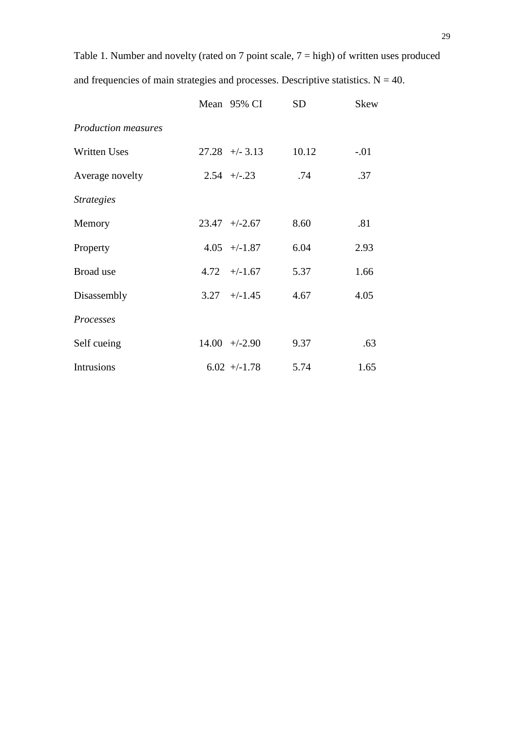Table 1. Number and novelty (rated on 7 point scale, 7 = high) of written uses produced and frequencies of main strategies and processes. Descriptive statistics. N = 40.

| | Mean | 95% CI | SD | Skew |
|---|---|---|---|---|
| *Production measures* | | | | |
| Written Uses | 27.28 | +/- 3.13 | 10.12 | -.01 |
| Average novelty | 2.54 | +/-.23 | .74 | .37 |
| *Strategies* | | | | |
| Memory | 23.47 | +/-2.67 | 8.60 | .81 |
| Property | 4.05 | +/-1.87 | 6.04 | 2.93 |
| Broad use | 4.72 | +/-1.67 | 5.37 | 1.66 |
| Disassembly | 3.27 | +/-1.45 | 4.67 | 4.05 |
| *Processes* | | | | |
| Self cueing | 14.00 | +/-2.90 | 9.37 | .63 |
| Intrusions | 6.02 | +/-1.78 | 5.74 | 1.65 |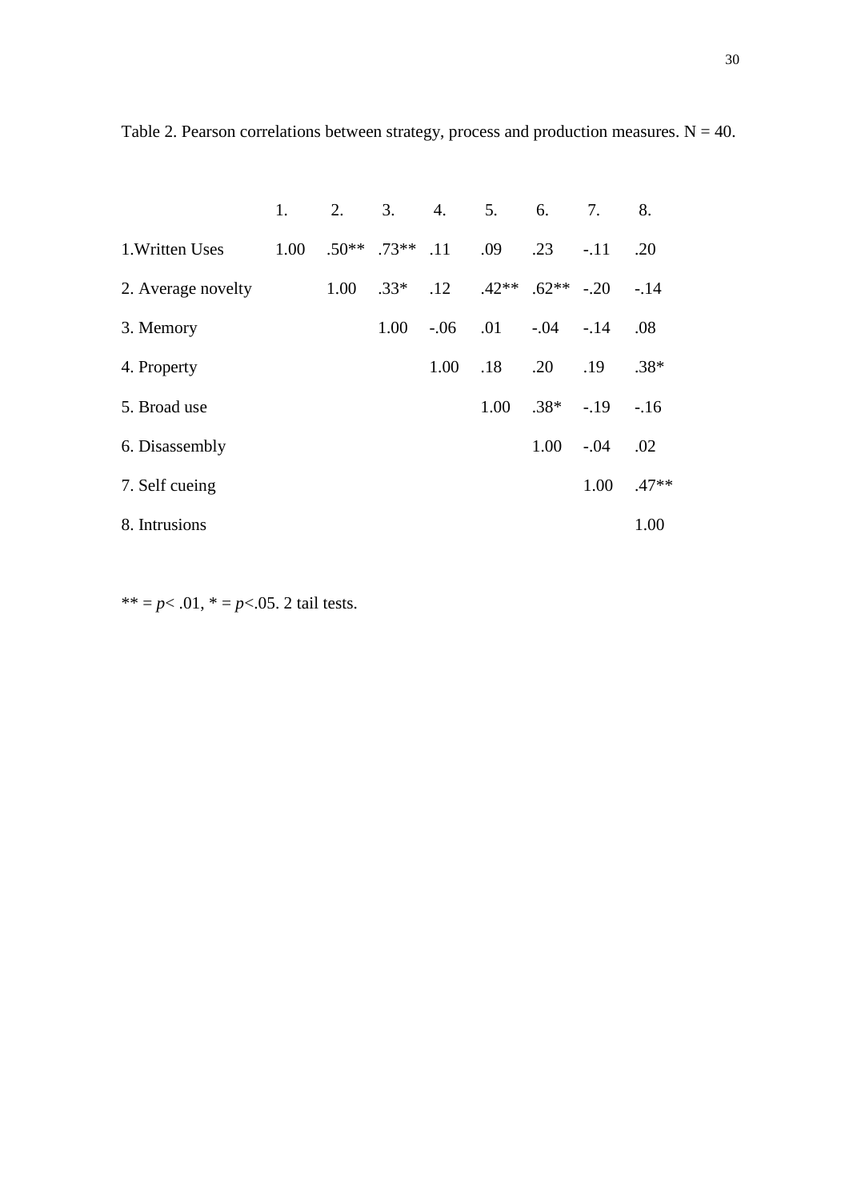Table 2. Pearson correlations between strategy, process and production measures. N = 40.

| | 1. | 2. | 3. | 4. | 5. | 6. | 7. | 8. |
|---|---|---|---|---|---|---|---|---|
| 1.Written Uses | 1.00 | .50** | .73** | .11 | .09 | .23 | -.11 | .20 |
| 2. Average novelty | | 1.00 | .33* | .12 | .42** | .62** | -.20 | -.14 |
| 3. Memory | | | 1.00 | -.06 | .01 | -.04 | -.14 | .08 |
| 4. Property | | | | 1.00 | .18 | .20 | .19 | .38* |
| 5. Broad use | | | | | 1.00 | .38* | -.19 | -.16 |
| 6. Disassembly | | | | | | 1.00 | -.04 | .02 |
| 7. Self cueing | | | | | | | 1.00 | .47** |
| 8. Intrusions | | | | | | | | 1.00 |

** = $p < .01$, * = $p < .05$. 2 tail tests.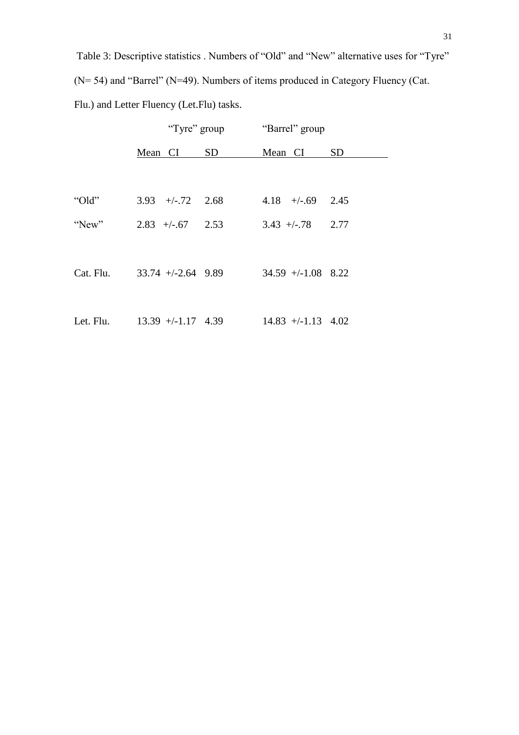Table 3: Descriptive statistics . Numbers of "Old" and "New" alternative uses for "Tyre" (N= 54) and "Barrel" (N=49). Numbers of items produced in Category Fluency (Cat. Flu.) and Letter Fluency (Let.Flu) tasks.

| | "Tyre" group | | | "Barrel" group | | |
|---|---|---|---|---|---|---|
| | Mean | CI | SD | Mean | CI | SD |
| "Old" | 3.93 | +/-.72 | 2.68 | 4.18 | +/-.69 | 2.45 |
| "New" | 2.83 | +/-.67 | 2.53 | 3.43 | +/-.78 | 2.77 |
| Cat. Flu. | 33.74 | +/-2.64 | 9.89 | 34.59 | +/-1.08 | 8.22 |
| Let. Flu. | 13.39 | +/-1.17 | 4.39 | 14.83 | +/-1.13 | 4.02 |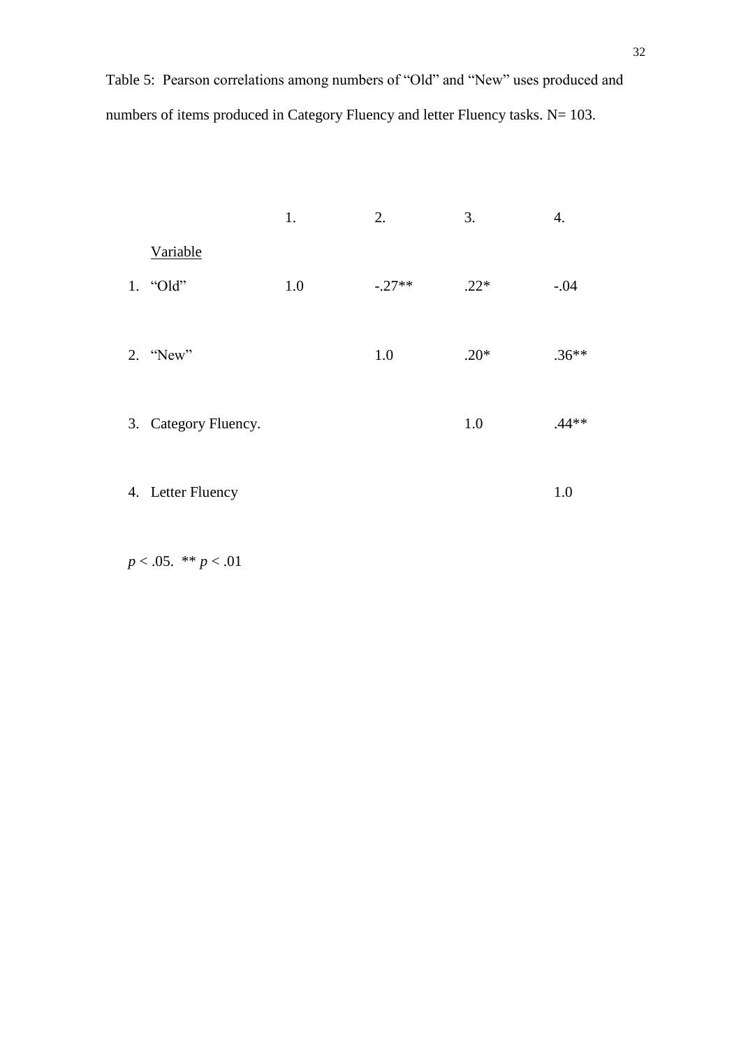Table 5: Pearson correlations among numbers of "Old" and "New" uses produced and numbers of items produced in Category Fluency and letter Fluency tasks. N= 103.

| Variable | 1. | 2. | 3. | 4. |
|---|---|---|---|---|
| 1. "Old" | 1.0 | -.27** | .22* | -.04 |
| 2. "New" | | 1.0 | .20* | .36** |
| 3. Category Fluency. | | | 1.0 | .44** |
| 4. Letter Fluency | | | | 1.0 |

$p < .05$. ** $p < .01$